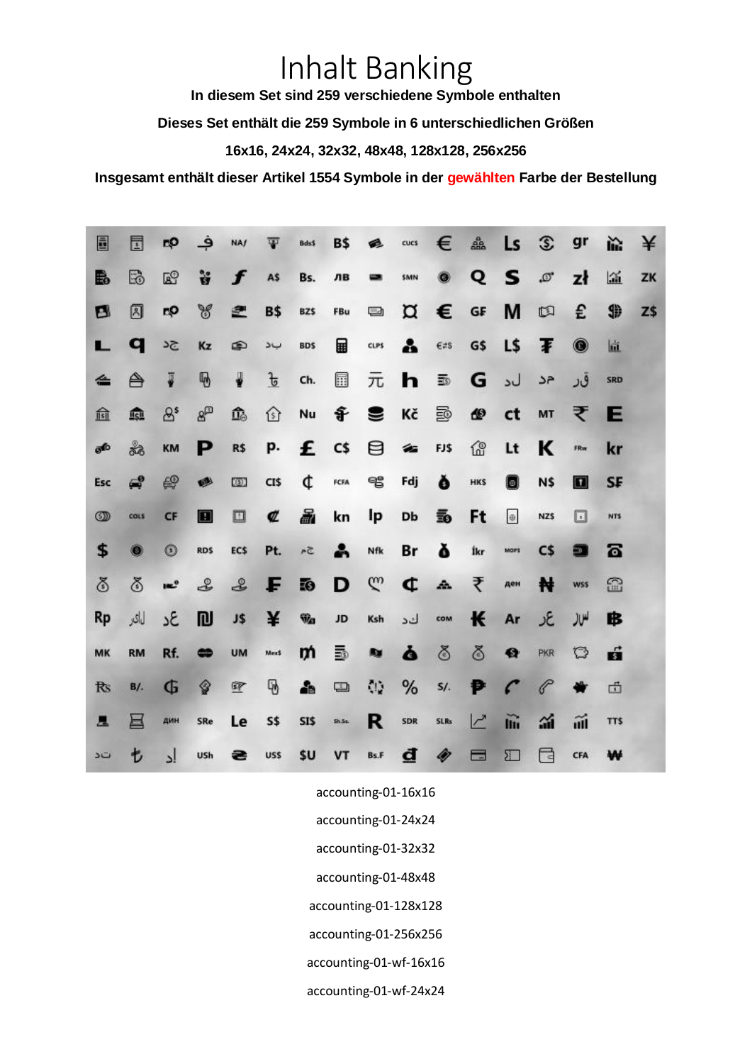# Inhalt Banking

**In diesem Set sind 259 verschiedene Symbole enthalten**

**Dieses Set enthält die 259 Symbole in 6 unterschiedlichen Größen**

**16x16, 24x24, 32x32, 48x48, 128x128, 256x256**

**Insgesamt enthält dieser Artikel 1554 Symbole in der gewählten Farbe der Bestellung**

accounting-01-16x16

accounting-01-24x24

accounting-01-32x32

accounting-01-48x48

accounting-01-128x128

accounting-01-256x256

accounting-01-wf-16x16

accounting-01-wf-24x24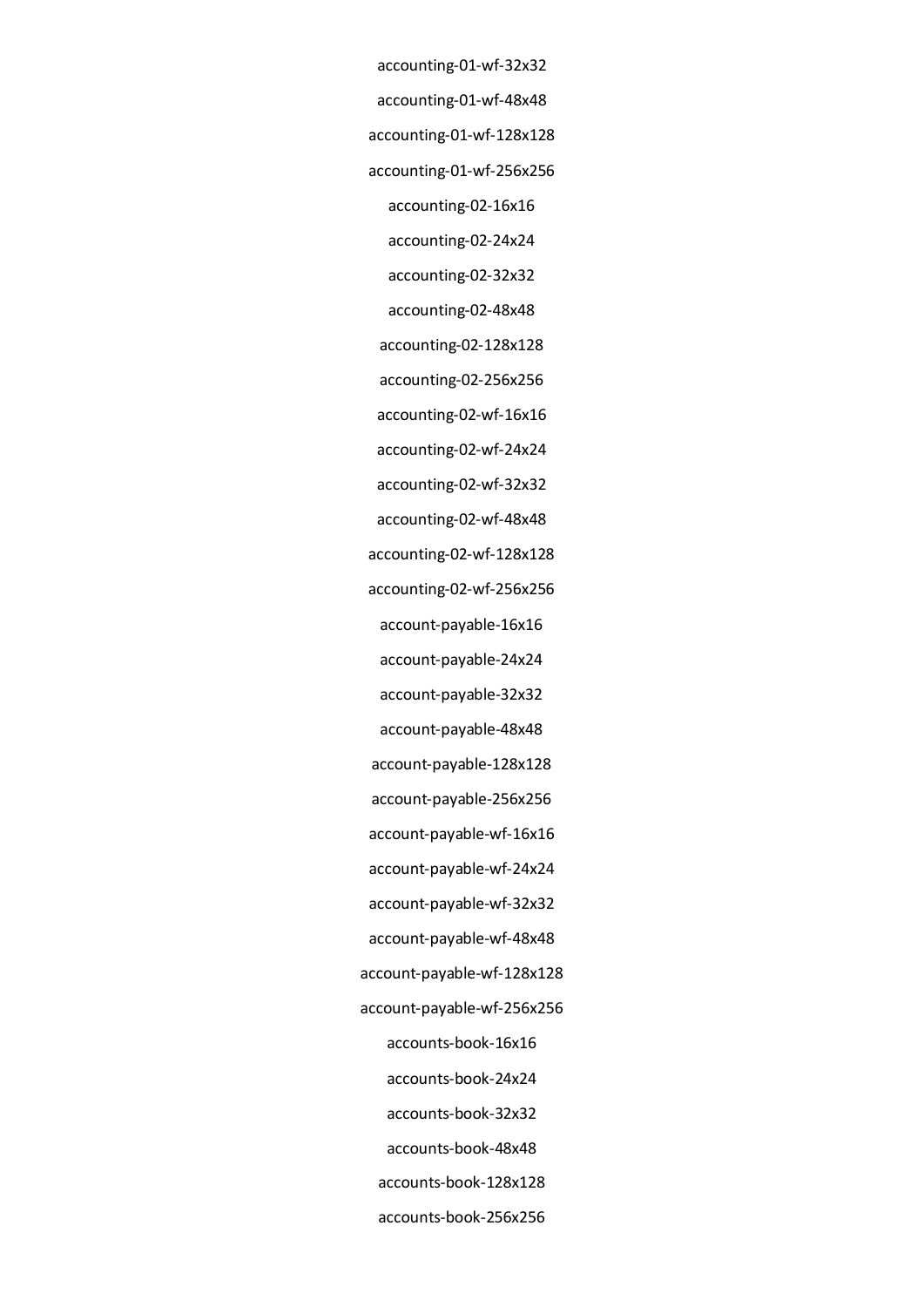accounting-01-wf-32x32

accounting-01-wf-48x48

accounting-01-wf-128x128

accounting-01-wf-256x256

accounting-02-16x16

accounting-02-24x24

accounting-02-32x32

accounting-02-48x48

accounting-02-128x128

accounting-02-256x256

accounting-02-wf-16x16

accounting-02-wf-24x24

accounting-02-wf-32x32

accounting-02-wf-48x48

accounting-02-wf-128x128

accounting-02-wf-256x256

account-payable-16x16

account-payable-24x24

account-payable-32x32

account-payable-48x48

account-payable-128x128

account-payable-256x256

account-payable-wf-16x16

account-payable-wf-24x24

account-payable-wf-32x32

account-payable-wf-48x48

account-payable-wf-128x128

account-payable-wf-256x256

accounts-book-16x16

accounts-book-24x24

accounts-book-32x32

accounts-book-48x48

accounts-book-128x128

accounts-book-256x256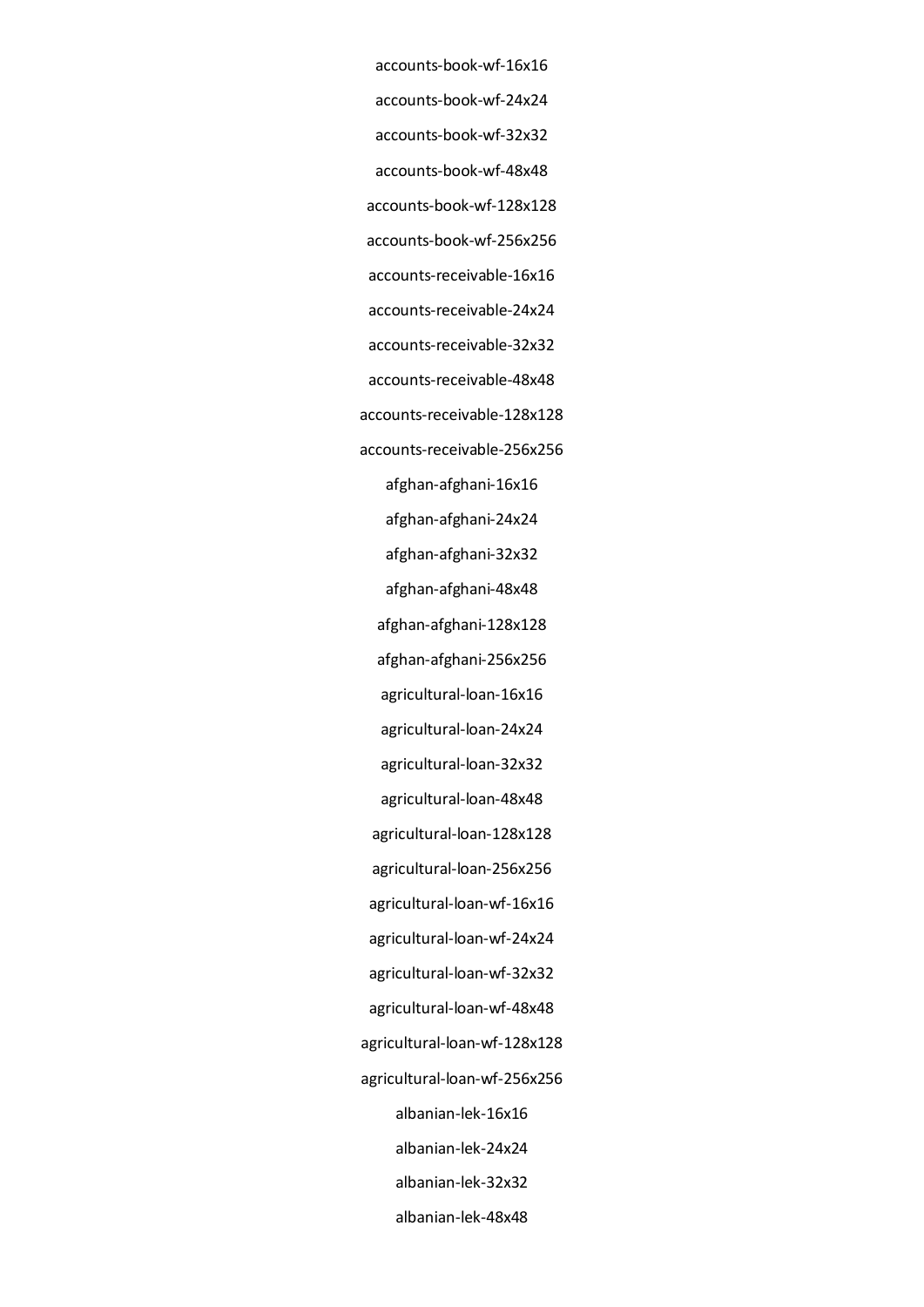accounts-book-wf-16x16

accounts-book-wf-24x24

accounts-book-wf-32x32

accounts-book-wf-48x48

accounts-book-wf-128x128

accounts-book-wf-256x256

accounts-receivable-16x16

accounts-receivable-24x24

accounts-receivable-32x32

accounts-receivable-48x48

accounts-receivable-128x128

accounts-receivable-256x256

afghan-afghani-16x16

afghan-afghani-24x24

afghan-afghani-32x32

afghan-afghani-48x48

afghan-afghani-128x128

afghan-afghani-256x256

agricultural-loan-16x16

agricultural-loan-24x24

agricultural-loan-32x32

agricultural-loan-48x48

agricultural-loan-128x128

agricultural-loan-256x256

agricultural-loan-wf-16x16

agricultural-loan-wf-24x24

agricultural-loan-wf-32x32

agricultural-loan-wf-48x48

agricultural-loan-wf-128x128

agricultural-loan-wf-256x256

albanian-lek-16x16

albanian-lek-24x24

albanian-lek-32x32

albanian-lek-48x48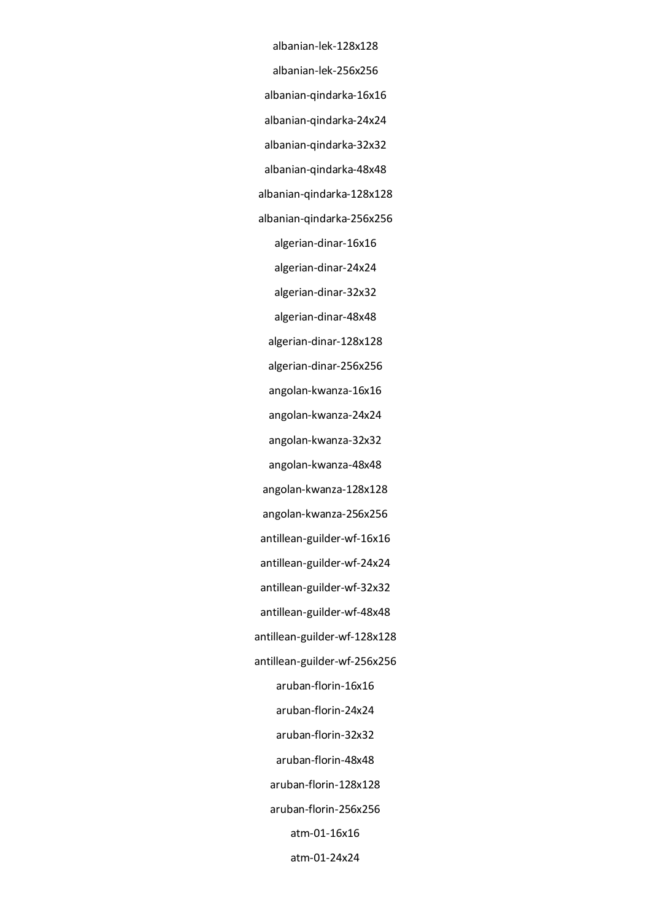albanian-lek-128x128

albanian-lek-256x256

albanian-qindarka-16x16

albanian-qindarka-24x24

albanian-qindarka-32x32

albanian-qindarka-48x48

albanian-qindarka-128x128

albanian-qindarka-256x256

algerian-dinar-16x16

algerian-dinar-24x24

algerian-dinar-32x32

algerian-dinar-48x48

algerian-dinar-128x128

algerian-dinar-256x256

angolan-kwanza-16x16

angolan-kwanza-24x24

angolan-kwanza-32x32

angolan-kwanza-48x48

angolan-kwanza-128x128

angolan-kwanza-256x256

antillean-guilder-wf-16x16

antillean-guilder-wf-24x24

antillean-guilder-wf-32x32

antillean-guilder-wf-48x48

antillean-guilder-wf-128x128

antillean-guilder-wf-256x256

aruban-florin-16x16

aruban-florin-24x24

aruban-florin-32x32

aruban-florin-48x48

aruban-florin-128x128

aruban-florin-256x256

atm-01-16x16

atm-01-24x24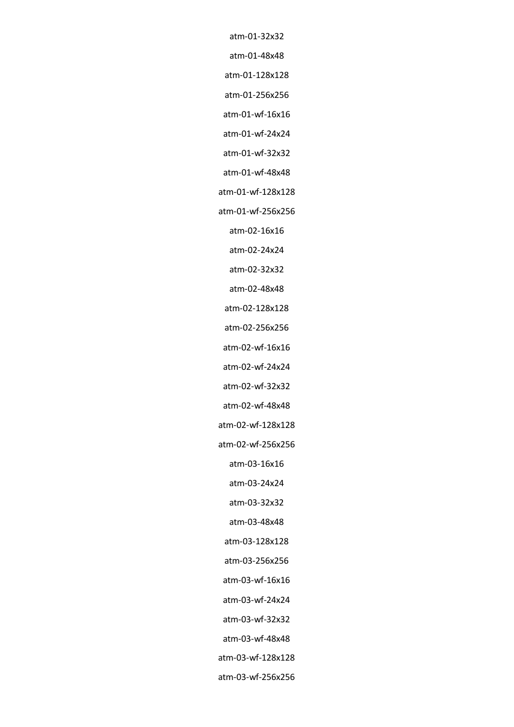atm-01-32x32

atm-01-48x48

atm-01-128x128

atm-01-256x256

atm-01-wf-16x16

atm-01-wf-24x24

atm-01-wf-32x32

atm-01-wf-48x48

atm-01-wf-128x128

atm-01-wf-256x256

atm-02-16x16

atm-02-24x24

atm-02-32x32

atm-02-48x48

atm-02-128x128

atm-02-256x256

atm-02-wf-16x16

atm-02-wf-24x24

atm-02-wf-32x32

atm-02-wf-48x48

atm-02-wf-128x128

atm-02-wf-256x256

atm-03-16x16

atm-03-24x24

atm-03-32x32

atm-03-48x48

atm-03-128x128

atm-03-256x256

atm-03-wf-16x16

atm-03-wf-24x24

atm-03-wf-32x32

atm-03-wf-48x48

atm-03-wf-128x128

atm-03-wf-256x256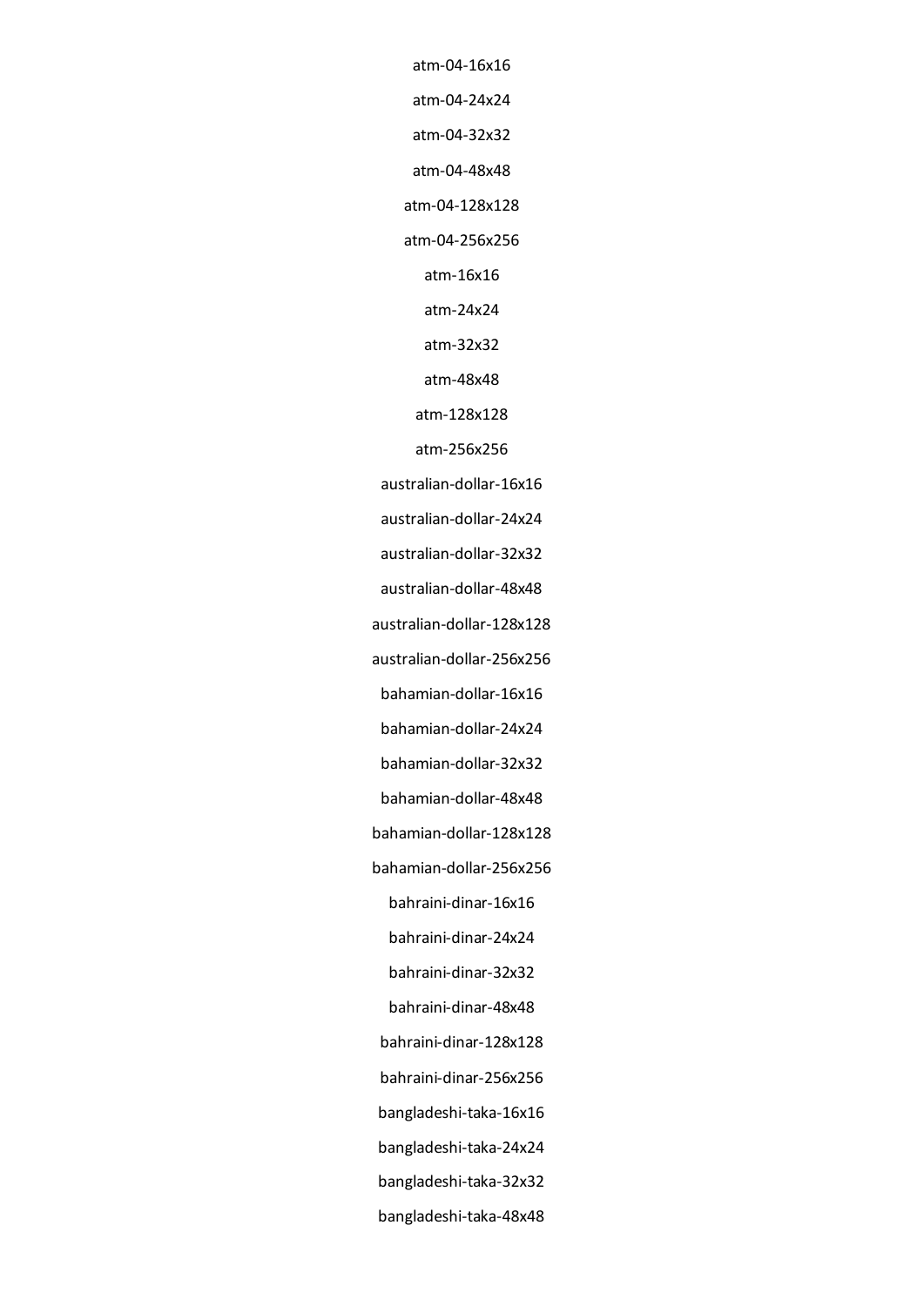atm-04-16x16

atm-04-24x24

atm-04-32x32

atm-04-48x48

atm-04-128x128

atm-04-256x256

atm-16x16

atm-24x24

atm-32x32

atm-48x48

atm-128x128

atm-256x256

australian-dollar-16x16

australian-dollar-24x24

australian-dollar-32x32

australian-dollar-48x48

australian-dollar-128x128

australian-dollar-256x256

bahamian-dollar-16x16

bahamian-dollar-24x24

bahamian-dollar-32x32

bahamian-dollar-48x48

bahamian-dollar-128x128

bahamian-dollar-256x256

bahraini-dinar-16x16

bahraini-dinar-24x24

bahraini-dinar-32x32

bahraini-dinar-48x48

bahraini-dinar-128x128

bahraini-dinar-256x256

bangladeshi-taka-16x16

bangladeshi-taka-24x24

bangladeshi-taka-32x32

bangladeshi-taka-48x48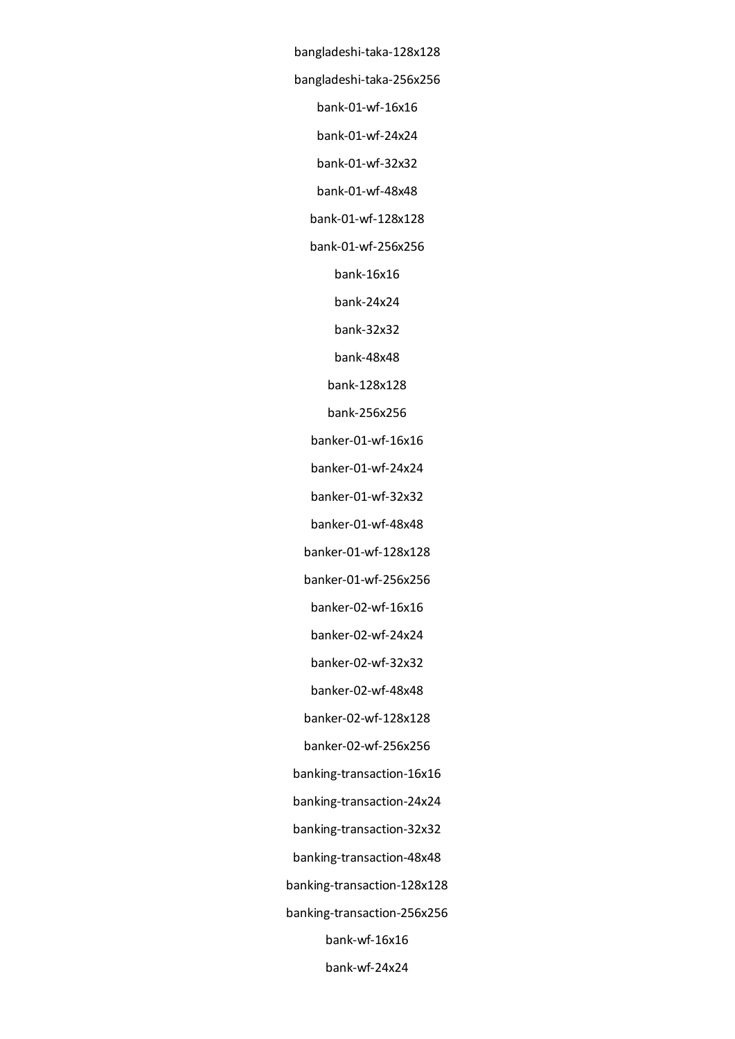bangladeshi-taka-128x128

bangladeshi-taka-256x256

bank-01-wf-16x16

bank-01-wf-24x24

bank-01-wf-32x32

bank-01-wf-48x48

bank-01-wf-128x128

bank-01-wf-256x256

bank-16x16

bank-24x24

bank-32x32

bank-48x48

bank-128x128

bank-256x256

banker-01-wf-16x16

banker-01-wf-24x24

banker-01-wf-32x32

banker-01-wf-48x48

banker-01-wf-128x128

banker-01-wf-256x256

banker-02-wf-16x16

banker-02-wf-24x24

banker-02-wf-32x32

banker-02-wf-48x48

banker-02-wf-128x128

banker-02-wf-256x256

banking-transaction-16x16

banking-transaction-24x24

banking-transaction-32x32

banking-transaction-48x48

banking-transaction-128x128

banking-transaction-256x256

bank-wf-16x16

bank-wf-24x24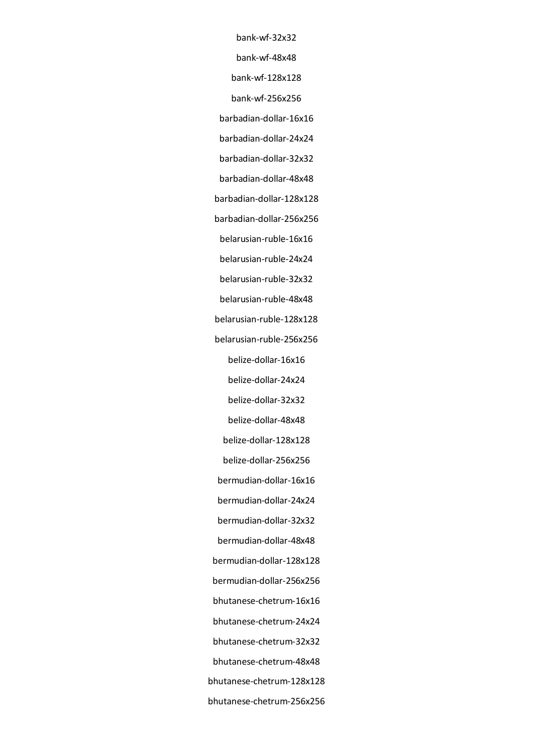bank-wf-32x32

bank-wf-48x48

bank-wf-128x128

bank-wf-256x256

barbadian-dollar-16x16

barbadian-dollar-24x24

barbadian-dollar-32x32

barbadian-dollar-48x48

barbadian-dollar-128x128

barbadian-dollar-256x256

belarusian-ruble-16x16

belarusian-ruble-24x24

belarusian-ruble-32x32

belarusian-ruble-48x48

belarusian-ruble-128x128

belarusian-ruble-256x256

belize-dollar-16x16

belize-dollar-24x24

belize-dollar-32x32

belize-dollar-48x48

belize-dollar-128x128

belize-dollar-256x256

bermudian-dollar-16x16

bermudian-dollar-24x24

bermudian-dollar-32x32

bermudian-dollar-48x48

bermudian-dollar-128x128

bermudian-dollar-256x256

bhutanese-chetrum-16x16

bhutanese-chetrum-24x24

bhutanese-chetrum-32x32

bhutanese-chetrum-48x48

bhutanese-chetrum-128x128

bhutanese-chetrum-256x256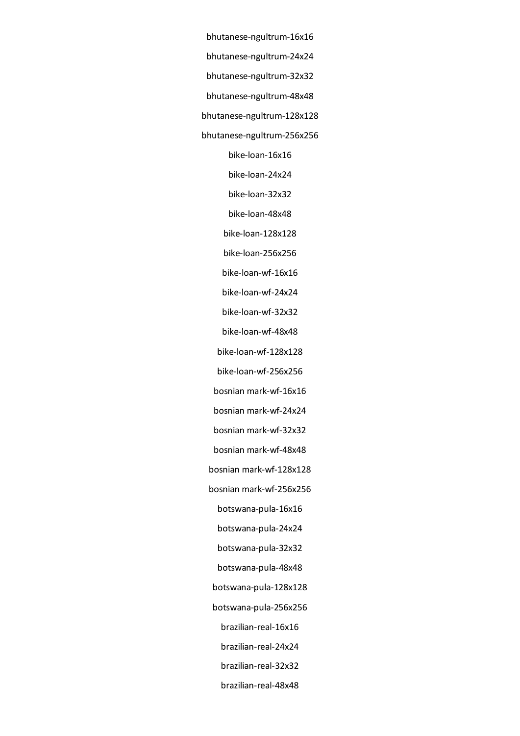bhutanese-ngultrum-16x16

bhutanese-ngultrum-24x24

bhutanese-ngultrum-32x32

bhutanese-ngultrum-48x48

bhutanese-ngultrum-128x128

bhutanese-ngultrum-256x256

bike-loan-16x16

bike-loan-24x24

bike-loan-32x32

bike-loan-48x48

bike-loan-128x128

bike-loan-256x256

bike-loan-wf-16x16

bike-loan-wf-24x24

bike-loan-wf-32x32

bike-loan-wf-48x48

bike-loan-wf-128x128

bike-loan-wf-256x256

bosnian mark-wf-16x16

bosnian mark-wf-24x24

bosnian mark-wf-32x32

bosnian mark-wf-48x48

bosnian mark-wf-128x128

bosnian mark-wf-256x256

botswana-pula-16x16

botswana-pula-24x24

botswana-pula-32x32

botswana-pula-48x48

botswana-pula-128x128

botswana-pula-256x256

brazilian-real-16x16

brazilian-real-24x24

brazilian-real-32x32

brazilian-real-48x48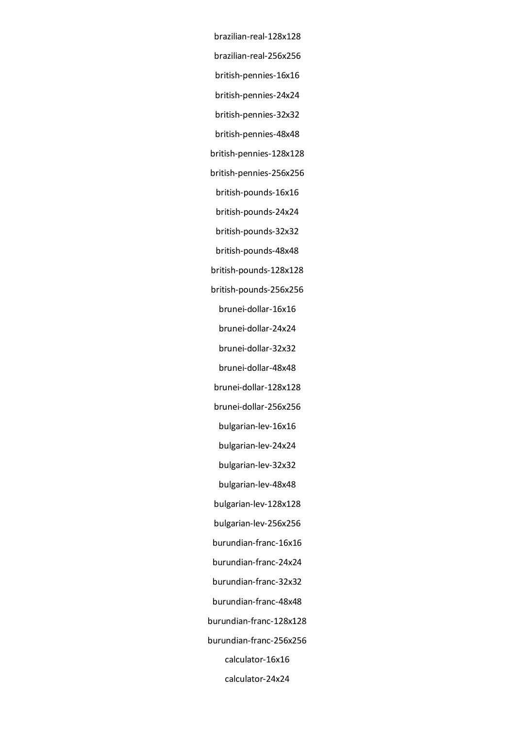brazilian-real-128x128

brazilian-real-256x256

british-pennies-16x16

british-pennies-24x24

british-pennies-32x32

british-pennies-48x48

british-pennies-128x128

british-pennies-256x256

british-pounds-16x16

british-pounds-24x24

british-pounds-32x32

british-pounds-48x48

british-pounds-128x128

british-pounds-256x256

brunei-dollar-16x16

brunei-dollar-24x24

brunei-dollar-32x32

brunei-dollar-48x48

brunei-dollar-128x128

brunei-dollar-256x256

bulgarian-lev-16x16

bulgarian-lev-24x24

bulgarian-lev-32x32

bulgarian-lev-48x48

bulgarian-lev-128x128

bulgarian-lev-256x256

burundian-franc-16x16

burundian-franc-24x24

burundian-franc-32x32

burundian-franc-48x48

burundian-franc-128x128

burundian-franc-256x256

calculator-16x16

calculator-24x24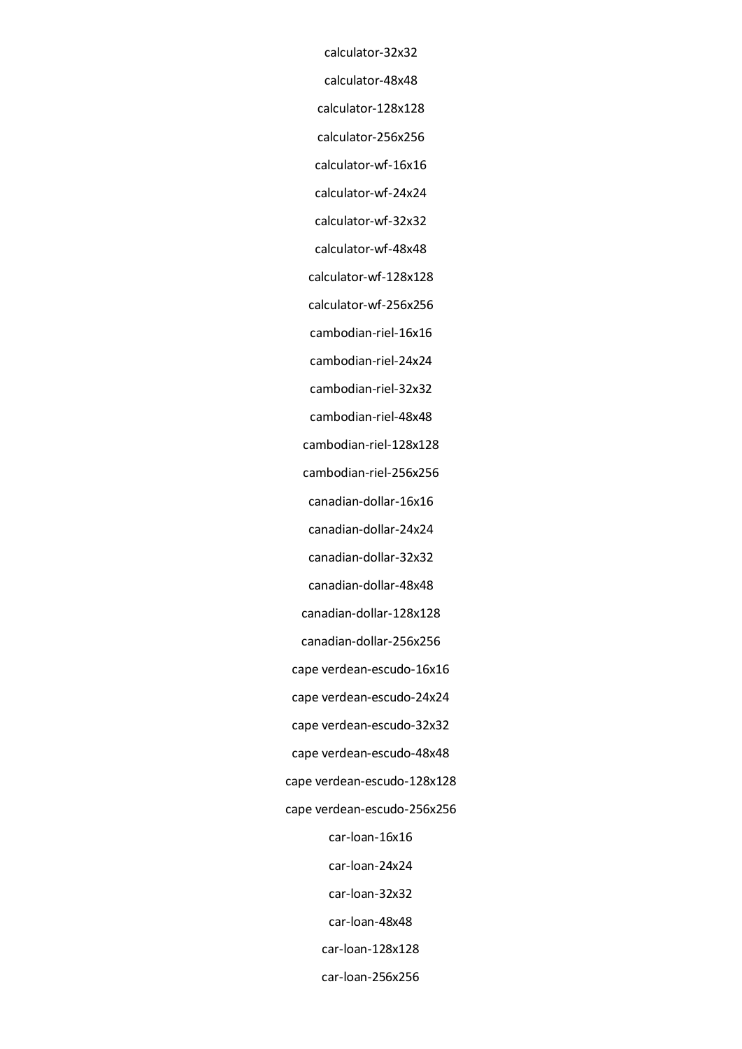calculator-32x32

calculator-48x48

calculator-128x128

calculator-256x256

calculator-wf-16x16

calculator-wf-24x24

calculator-wf-32x32

calculator-wf-48x48

calculator-wf-128x128

calculator-wf-256x256

cambodian-riel-16x16

cambodian-riel-24x24

cambodian-riel-32x32

cambodian-riel-48x48

cambodian-riel-128x128

cambodian-riel-256x256

canadian-dollar-16x16

canadian-dollar-24x24

canadian-dollar-32x32

canadian-dollar-48x48

canadian-dollar-128x128

canadian-dollar-256x256

cape verdean-escudo-16x16

cape verdean-escudo-24x24

cape verdean-escudo-32x32

cape verdean-escudo-48x48

cape verdean-escudo-128x128

cape verdean-escudo-256x256

car-loan-16x16

car-loan-24x24

car-loan-32x32

car-loan-48x48

car-loan-128x128

car-loan-256x256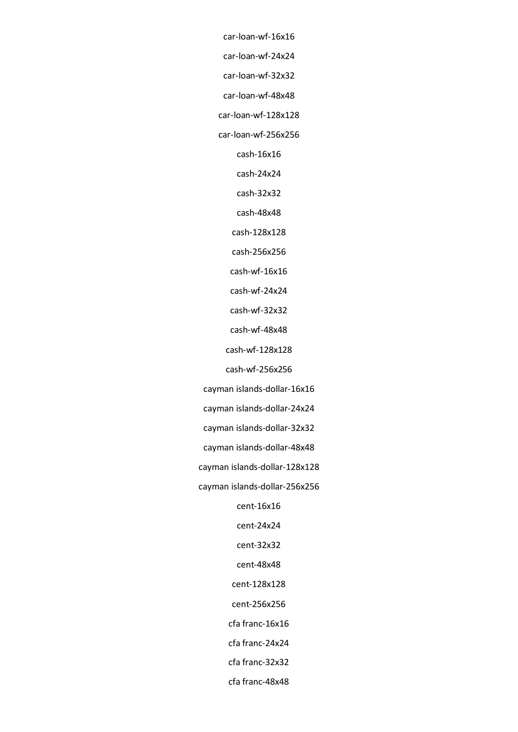car-loan-wf-16x16

car-loan-wf-24x24

car-loan-wf-32x32

car-loan-wf-48x48

car-loan-wf-128x128

car-loan-wf-256x256

cash-16x16

cash-24x24

cash-32x32

cash-48x48

cash-128x128

cash-256x256

cash-wf-16x16

cash-wf-24x24

cash-wf-32x32

cash-wf-48x48

cash-wf-128x128

cash-wf-256x256

cayman islands-dollar-16x16

cayman islands-dollar-24x24

cayman islands-dollar-32x32

cayman islands-dollar-48x48

cayman islands-dollar-128x128

cayman islands-dollar-256x256

cent-16x16

cent-24x24

cent-32x32

cent-48x48

cent-128x128

cent-256x256

cfa franc-16x16

cfa franc-24x24

cfa franc-32x32

cfa franc-48x48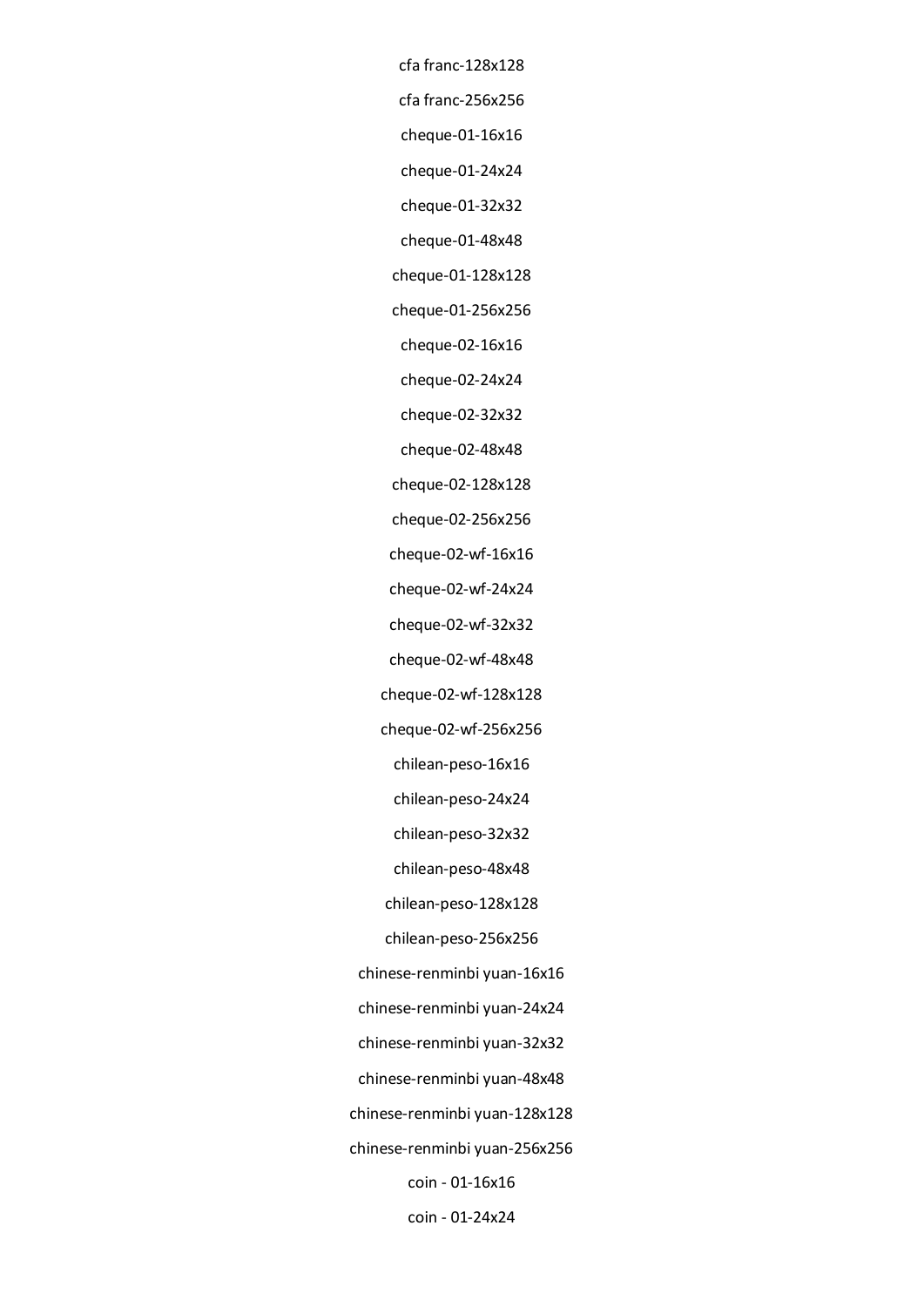cfa franc-128x128

cfa franc-256x256

cheque-01-16x16

cheque-01-24x24

cheque-01-32x32

cheque-01-48x48

cheque-01-128x128

cheque-01-256x256

cheque-02-16x16

cheque-02-24x24

cheque-02-32x32

cheque-02-48x48

cheque-02-128x128

cheque-02-256x256

cheque-02-wf-16x16

cheque-02-wf-24x24

cheque-02-wf-32x32

cheque-02-wf-48x48

cheque-02-wf-128x128

cheque-02-wf-256x256

chilean-peso-16x16

chilean-peso-24x24

chilean-peso-32x32

chilean-peso-48x48

chilean-peso-128x128

chilean-peso-256x256

chinese-renminbi yuan-16x16

chinese-renminbi yuan-24x24

chinese-renminbi yuan-32x32

chinese-renminbi yuan-48x48

chinese-renminbi yuan-128x128

chinese-renminbi yuan-256x256

coin - 01-16x16

coin - 01-24x24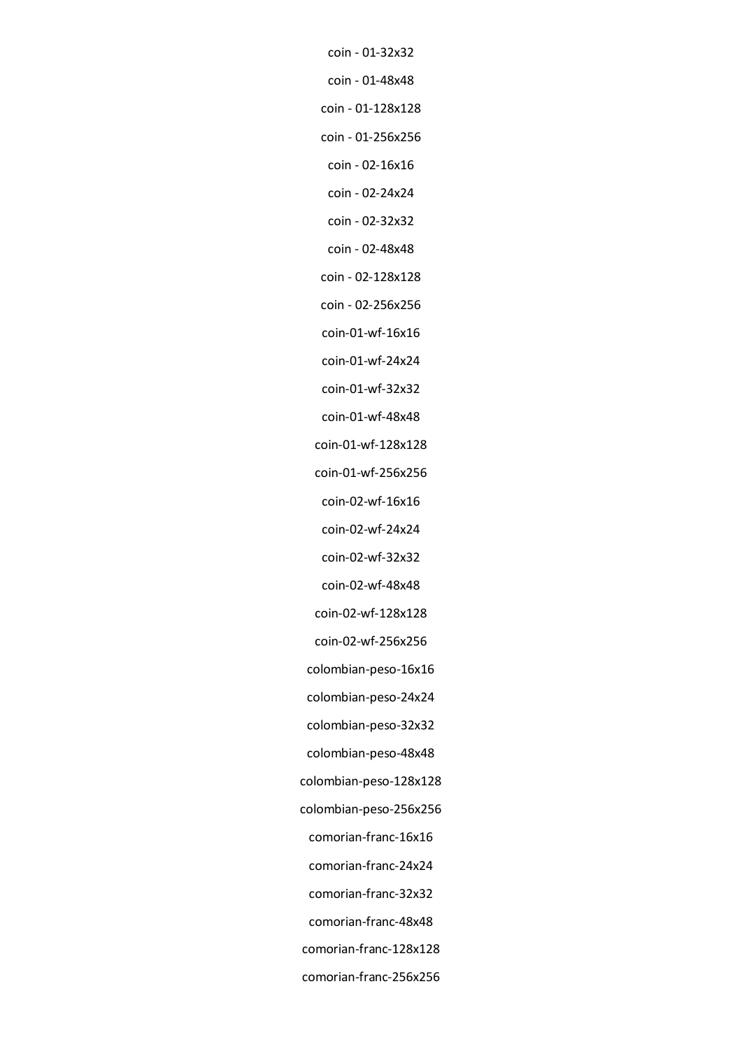coin - 01-32x32

coin - 01-48x48

coin - 01-128x128

coin - 01-256x256

coin - 02-16x16

coin - 02-24x24

coin - 02-32x32

coin - 02-48x48

coin - 02-128x128

coin - 02-256x256

coin-01-wf-16x16

coin-01-wf-24x24

coin-01-wf-32x32

coin-01-wf-48x48

coin-01-wf-128x128

coin-01-wf-256x256

coin-02-wf-16x16

coin-02-wf-24x24

coin-02-wf-32x32

coin-02-wf-48x48

coin-02-wf-128x128

coin-02-wf-256x256

colombian-peso-16x16

colombian-peso-24x24

colombian-peso-32x32

colombian-peso-48x48

colombian-peso-128x128

colombian-peso-256x256

comorian-franc-16x16

comorian-franc-24x24

comorian-franc-32x32

comorian-franc-48x48

comorian-franc-128x128

comorian-franc-256x256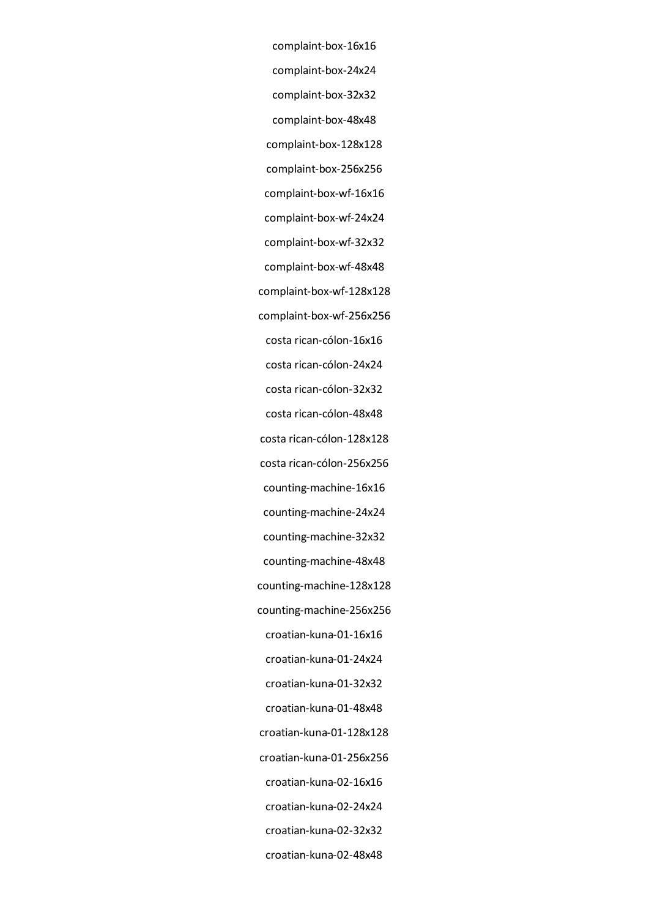complaint-box-16x16

complaint-box-24x24

complaint-box-32x32

complaint-box-48x48

complaint-box-128x128

complaint-box-256x256

complaint-box-wf-16x16

complaint-box-wf-24x24

complaint-box-wf-32x32

complaint-box-wf-48x48

complaint-box-wf-128x128

complaint-box-wf-256x256

costa rican-cólon-16x16

costa rican-cólon-24x24

costa rican-cólon-32x32

costa rican-cólon-48x48

costa rican-cólon-128x128

costa rican-cólon-256x256

counting-machine-16x16

counting-machine-24x24

counting-machine-32x32

counting-machine-48x48

counting-machine-128x128

counting-machine-256x256

croatian-kuna-01-16x16

croatian-kuna-01-24x24

croatian-kuna-01-32x32

croatian-kuna-01-48x48

croatian-kuna-01-128x128

croatian-kuna-01-256x256

croatian-kuna-02-16x16

croatian-kuna-02-24x24

croatian-kuna-02-32x32

croatian-kuna-02-48x48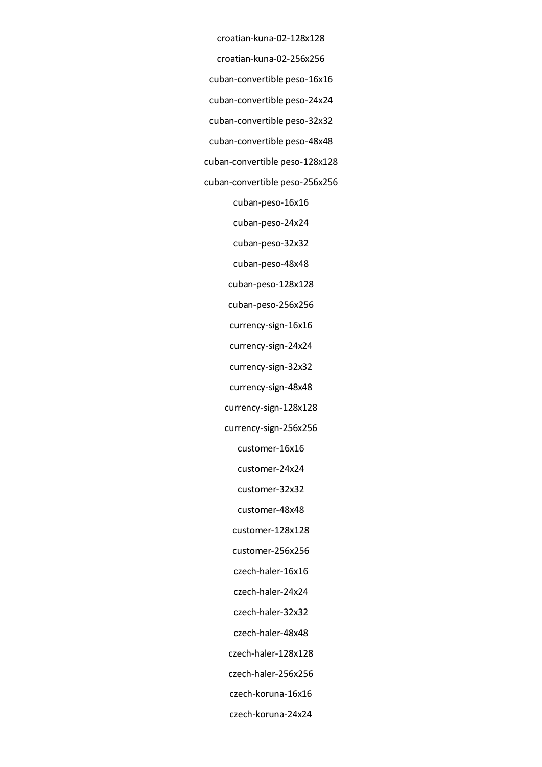croatian-kuna-02-128x128

croatian-kuna-02-256x256

cuban-convertible peso-16x16

cuban-convertible peso-24x24

cuban-convertible peso-32x32

cuban-convertible peso-48x48

cuban-convertible peso-128x128

cuban-convertible peso-256x256

cuban-peso-16x16

cuban-peso-24x24

cuban-peso-32x32

cuban-peso-48x48

cuban-peso-128x128

cuban-peso-256x256

currency-sign-16x16

currency-sign-24x24

currency-sign-32x32

currency-sign-48x48

currency-sign-128x128

currency-sign-256x256

customer-16x16

customer-24x24

customer-32x32

customer-48x48

customer-128x128

customer-256x256

czech-haler-16x16

czech-haler-24x24

czech-haler-32x32

czech-haler-48x48

czech-haler-128x128

czech-haler-256x256

czech-koruna-16x16

czech-koruna-24x24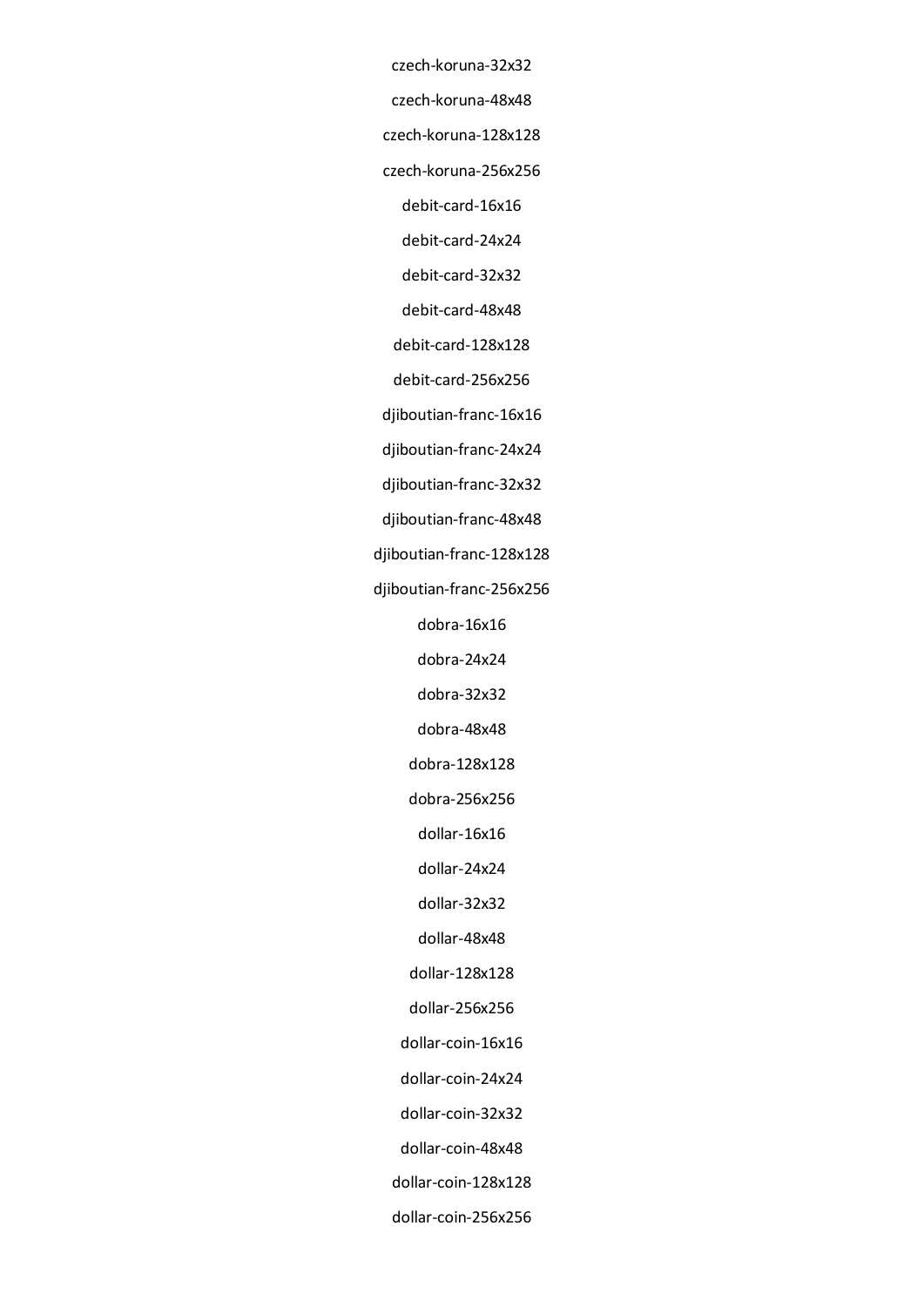czech-koruna-32x32

czech-koruna-48x48

czech-koruna-128x128

czech-koruna-256x256

debit-card-16x16

debit-card-24x24

debit-card-32x32

debit-card-48x48

debit-card-128x128

debit-card-256x256

djiboutian-franc-16x16

djiboutian-franc-24x24

djiboutian-franc-32x32

djiboutian-franc-48x48

djiboutian-franc-128x128

djiboutian-franc-256x256

dobra-16x16

dobra-24x24

dobra-32x32

dobra-48x48

dobra-128x128

dobra-256x256

dollar-16x16

dollar-24x24

dollar-32x32

dollar-48x48

dollar-128x128

dollar-256x256

dollar-coin-16x16

dollar-coin-24x24

dollar-coin-32x32

dollar-coin-48x48

dollar-coin-128x128

dollar-coin-256x256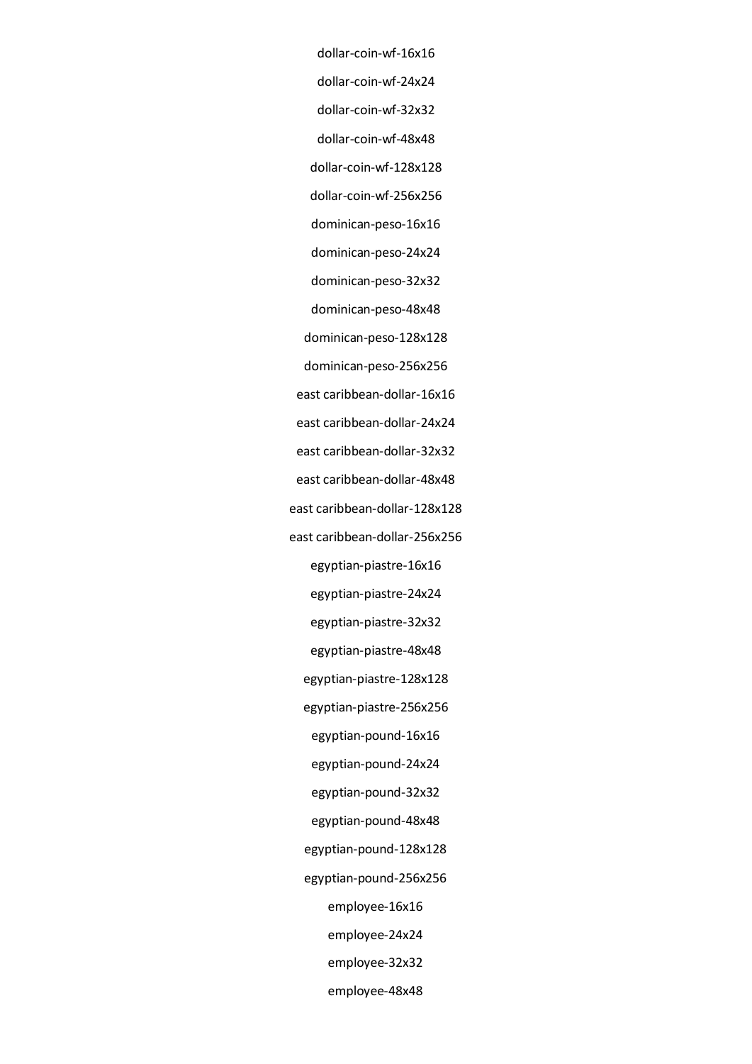dollar-coin-wf-16x16

dollar-coin-wf-24x24

dollar-coin-wf-32x32

dollar-coin-wf-48x48

dollar-coin-wf-128x128

dollar-coin-wf-256x256

dominican-peso-16x16

dominican-peso-24x24

dominican-peso-32x32

dominican-peso-48x48

dominican-peso-128x128

dominican-peso-256x256

east caribbean-dollar-16x16

east caribbean-dollar-24x24

east caribbean-dollar-32x32

east caribbean-dollar-48x48

east caribbean-dollar-128x128

east caribbean-dollar-256x256

egyptian-piastre-16x16

egyptian-piastre-24x24

egyptian-piastre-32x32

egyptian-piastre-48x48

egyptian-piastre-128x128

egyptian-piastre-256x256

egyptian-pound-16x16

egyptian-pound-24x24

egyptian-pound-32x32

egyptian-pound-48x48

egyptian-pound-128x128

egyptian-pound-256x256

employee-16x16

employee-24x24

employee-32x32

employee-48x48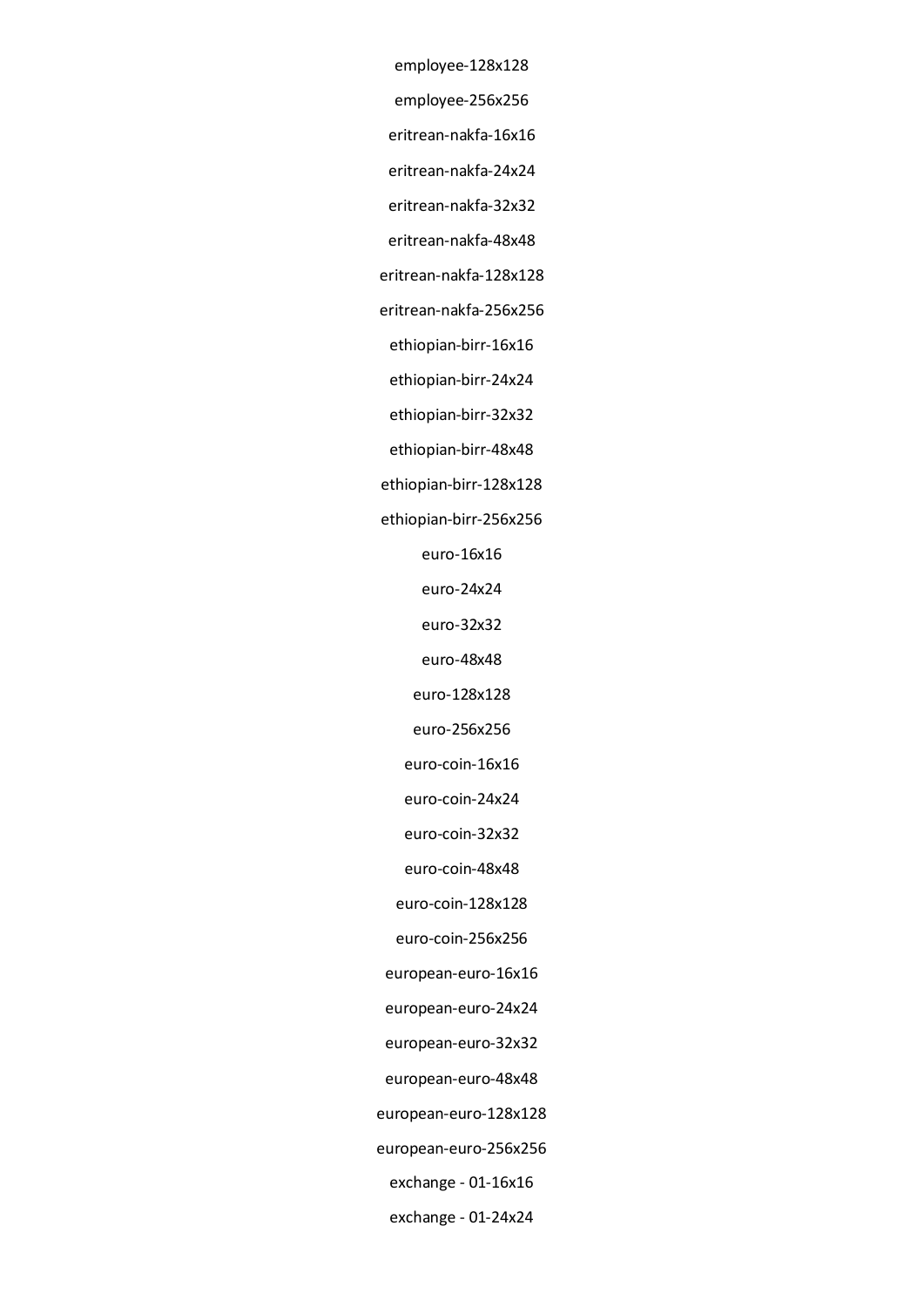employee-128x128

employee-256x256

eritrean-nakfa-16x16

eritrean-nakfa-24x24

eritrean-nakfa-32x32

eritrean-nakfa-48x48

eritrean-nakfa-128x128

eritrean-nakfa-256x256

ethiopian-birr-16x16

ethiopian-birr-24x24

ethiopian-birr-32x32

ethiopian-birr-48x48

ethiopian-birr-128x128

ethiopian-birr-256x256

euro-16x16

euro-24x24

euro-32x32

euro-48x48

euro-128x128

euro-256x256

euro-coin-16x16

euro-coin-24x24

euro-coin-32x32

euro-coin-48x48

euro-coin-128x128

euro-coin-256x256

european-euro-16x16

european-euro-24x24

european-euro-32x32

european-euro-48x48

european-euro-128x128

european-euro-256x256

exchange - 01-16x16

exchange - 01-24x24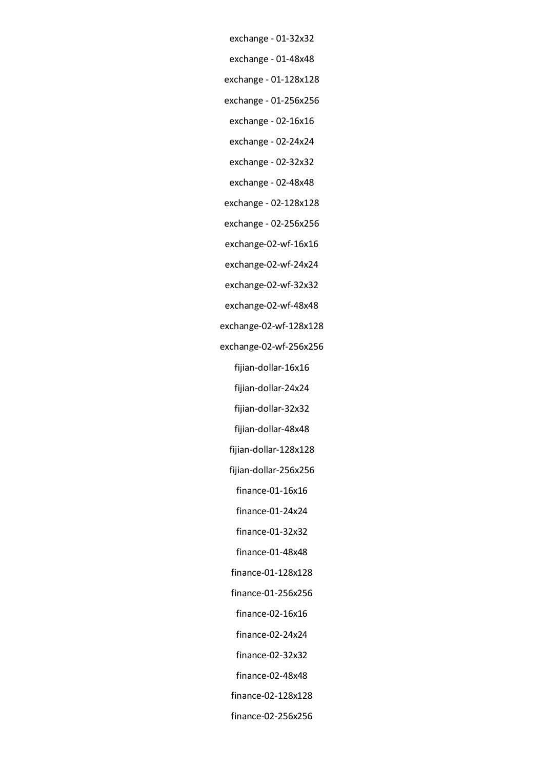exchange - 01-32x32

exchange - 01-48x48

exchange - 01-128x128

exchange - 01-256x256

exchange - 02-16x16

exchange - 02-24x24

exchange - 02-32x32

exchange - 02-48x48

exchange - 02-128x128

exchange - 02-256x256

exchange-02-wf-16x16

exchange-02-wf-24x24

exchange-02-wf-32x32

exchange-02-wf-48x48

exchange-02-wf-128x128

exchange-02-wf-256x256

fijian-dollar-16x16

fijian-dollar-24x24

fijian-dollar-32x32

fijian-dollar-48x48

fijian-dollar-128x128

fijian-dollar-256x256

finance-01-16x16

finance-01-24x24

finance-01-32x32

finance-01-48x48

finance-01-128x128

finance-01-256x256

finance-02-16x16

finance-02-24x24

finance-02-32x32

finance-02-48x48

finance-02-128x128

finance-02-256x256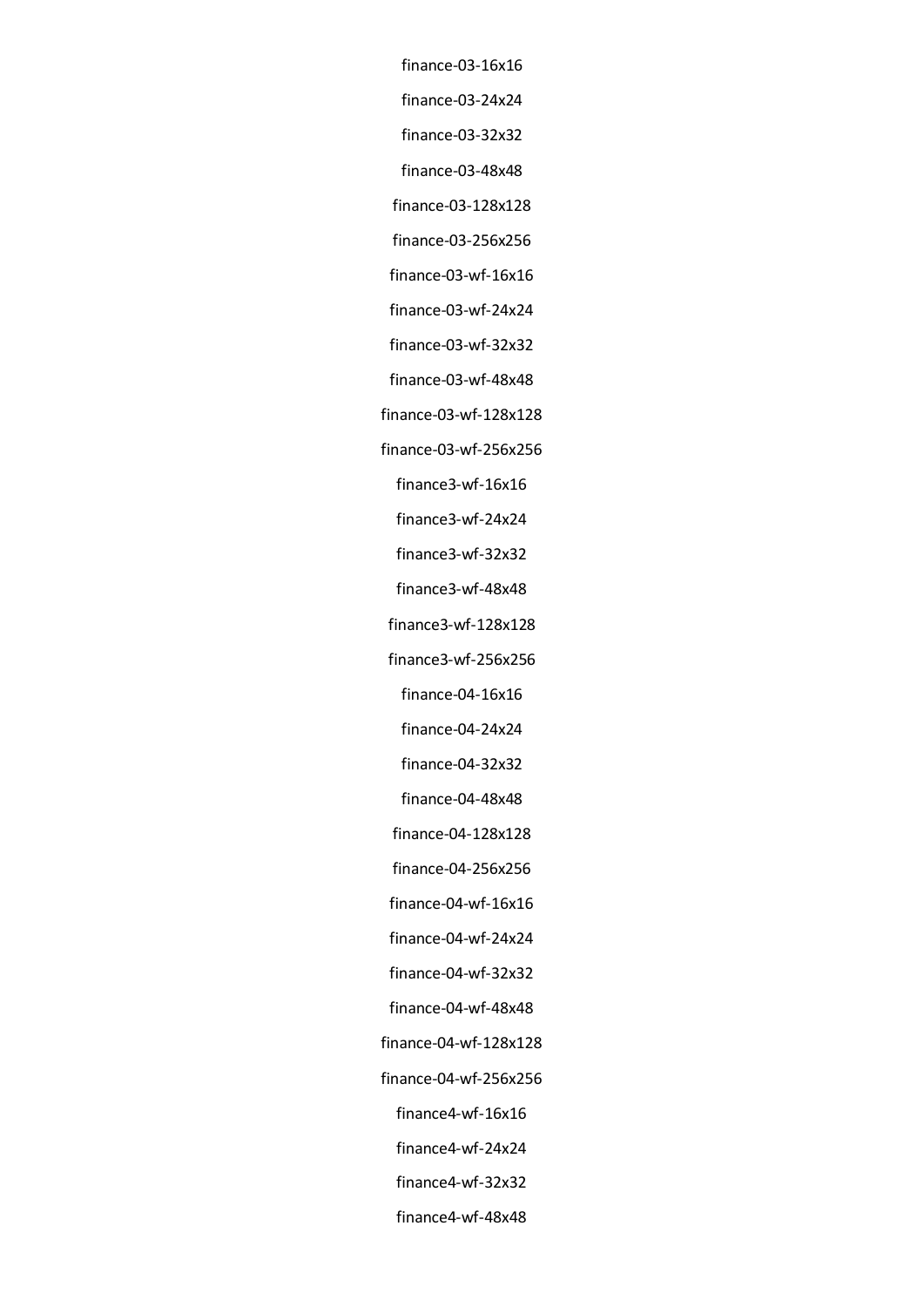finance-03-16x16

finance-03-24x24

finance-03-32x32

finance-03-48x48

finance-03-128x128

finance-03-256x256

finance-03-wf-16x16

finance-03-wf-24x24

finance-03-wf-32x32

finance-03-wf-48x48

finance-03-wf-128x128

finance-03-wf-256x256

finance3-wf-16x16

finance3-wf-24x24

finance3-wf-32x32

finance3-wf-48x48

finance3-wf-128x128

finance3-wf-256x256

finance-04-16x16

finance-04-24x24

finance-04-32x32

finance-04-48x48

finance-04-128x128

finance-04-256x256

finance-04-wf-16x16

finance-04-wf-24x24

finance-04-wf-32x32

finance-04-wf-48x48

finance-04-wf-128x128

finance-04-wf-256x256

finance4-wf-16x16

finance4-wf-24x24

finance4-wf-32x32

finance4-wf-48x48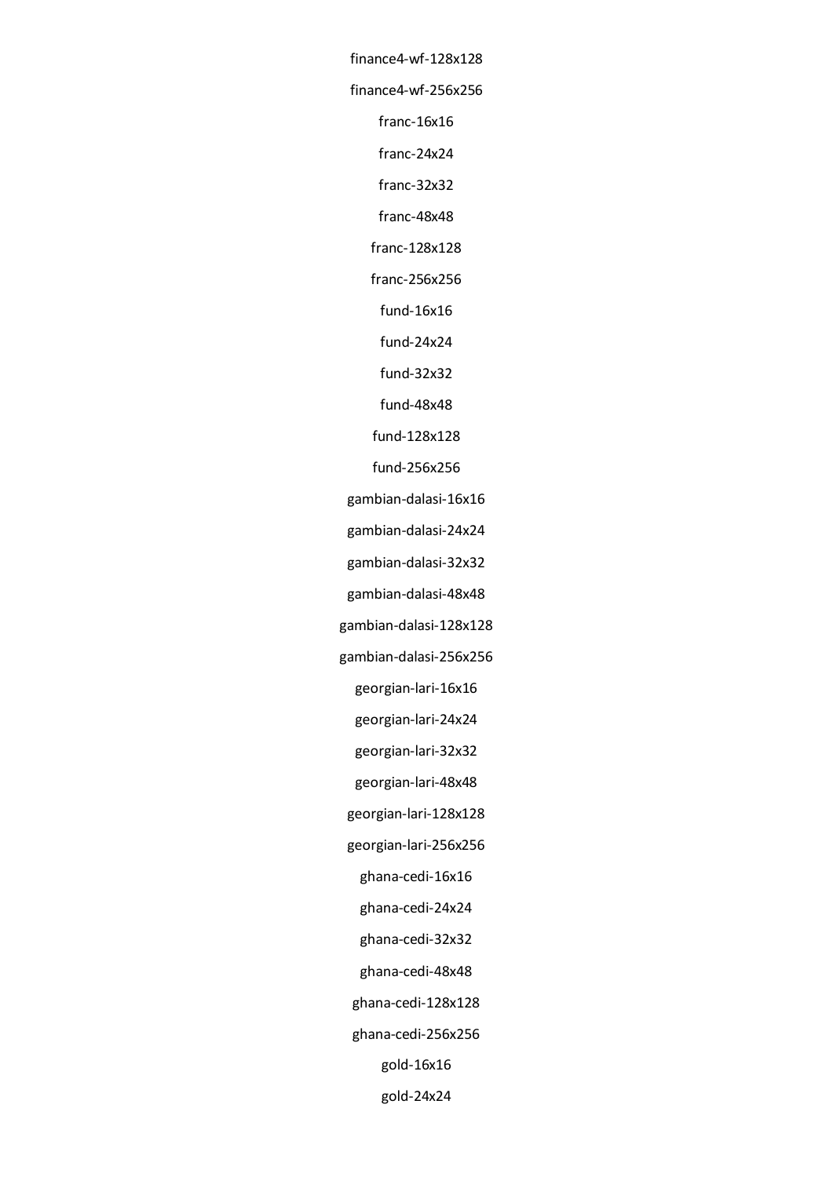finance4-wf-128x128

finance4-wf-256x256

franc-16x16

franc-24x24

franc-32x32

franc-48x48

franc-128x128

franc-256x256

fund-16x16

fund-24x24

fund-32x32

fund-48x48

fund-128x128

fund-256x256

gambian-dalasi-16x16

gambian-dalasi-24x24

gambian-dalasi-32x32

gambian-dalasi-48x48

gambian-dalasi-128x128

gambian-dalasi-256x256

georgian-lari-16x16

georgian-lari-24x24

georgian-lari-32x32

georgian-lari-48x48

georgian-lari-128x128

georgian-lari-256x256

ghana-cedi-16x16

ghana-cedi-24x24

ghana-cedi-32x32

ghana-cedi-48x48

ghana-cedi-128x128

ghana-cedi-256x256

gold-16x16

gold-24x24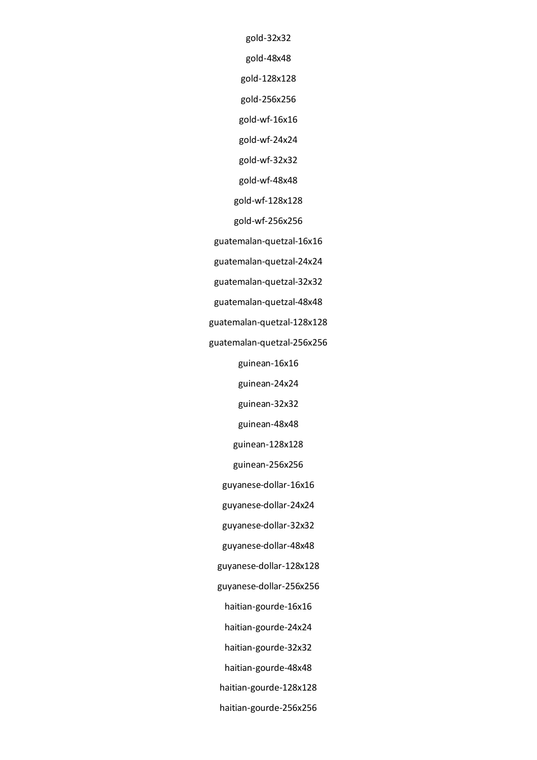gold-32x32

gold-48x48

gold-128x128

gold-256x256

gold-wf-16x16

gold-wf-24x24

gold-wf-32x32

gold-wf-48x48

gold-wf-128x128

gold-wf-256x256

guatemalan-quetzal-16x16

guatemalan-quetzal-24x24

guatemalan-quetzal-32x32

guatemalan-quetzal-48x48

guatemalan-quetzal-128x128

guatemalan-quetzal-256x256

guinean-16x16

guinean-24x24

guinean-32x32

guinean-48x48

guinean-128x128

guinean-256x256

guyanese-dollar-16x16

guyanese-dollar-24x24

guyanese-dollar-32x32

guyanese-dollar-48x48

guyanese-dollar-128x128

guyanese-dollar-256x256

haitian-gourde-16x16

haitian-gourde-24x24

haitian-gourde-32x32

haitian-gourde-48x48

haitian-gourde-128x128

haitian-gourde-256x256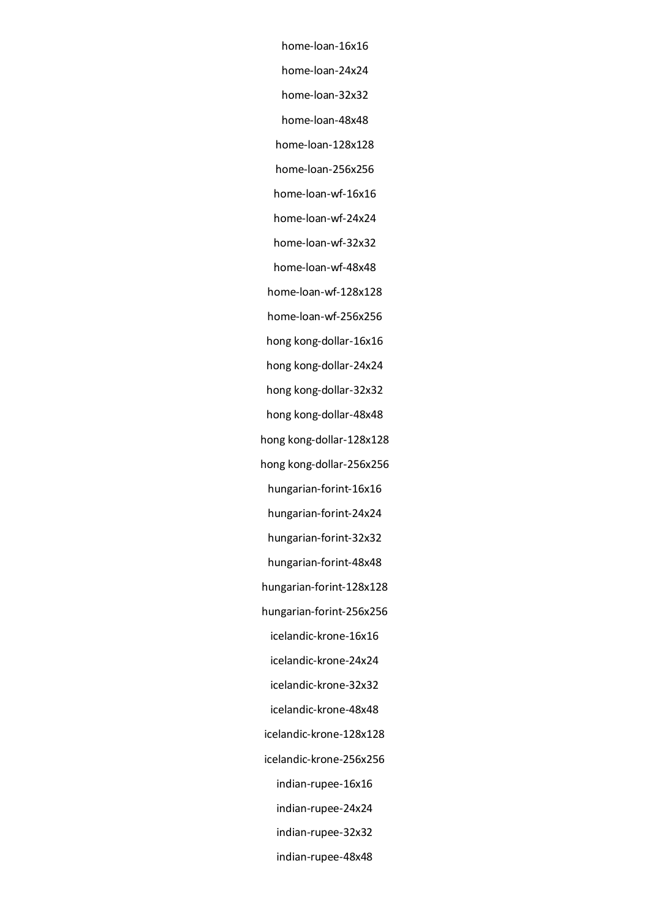home-loan-16x16

home-loan-24x24

home-loan-32x32

home-loan-48x48

home-loan-128x128

home-loan-256x256

home-loan-wf-16x16

home-loan-wf-24x24

home-loan-wf-32x32

home-loan-wf-48x48

home-loan-wf-128x128

home-loan-wf-256x256

hong kong-dollar-16x16

hong kong-dollar-24x24

hong kong-dollar-32x32

hong kong-dollar-48x48

hong kong-dollar-128x128

hong kong-dollar-256x256

hungarian-forint-16x16

hungarian-forint-24x24

hungarian-forint-32x32

hungarian-forint-48x48

hungarian-forint-128x128

hungarian-forint-256x256

icelandic-krone-16x16

icelandic-krone-24x24

icelandic-krone-32x32

icelandic-krone-48x48

icelandic-krone-128x128

icelandic-krone-256x256

indian-rupee-16x16

indian-rupee-24x24

indian-rupee-32x32

indian-rupee-48x48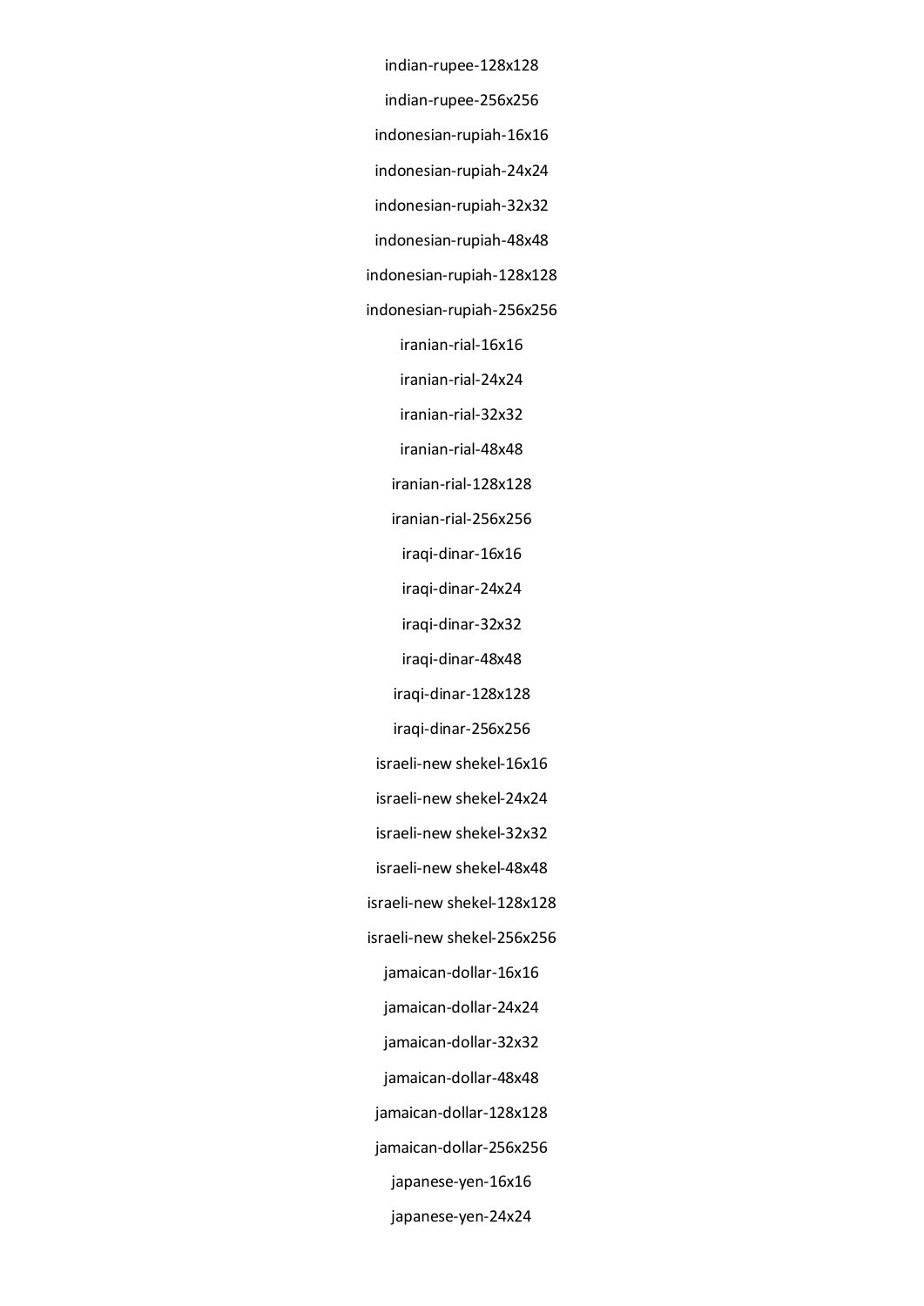indian-rupee-128x128

indian-rupee-256x256

indonesian-rupiah-16x16

indonesian-rupiah-24x24

indonesian-rupiah-32x32

indonesian-rupiah-48x48

indonesian-rupiah-128x128

indonesian-rupiah-256x256

iranian-rial-16x16

iranian-rial-24x24

iranian-rial-32x32

iranian-rial-48x48

iranian-rial-128x128

iranian-rial-256x256

iraqi-dinar-16x16

iraqi-dinar-24x24

iraqi-dinar-32x32

iraqi-dinar-48x48

iraqi-dinar-128x128

iraqi-dinar-256x256

israeli-new shekel-16x16

israeli-new shekel-24x24

israeli-new shekel-32x32

israeli-new shekel-48x48

israeli-new shekel-128x128

israeli-new shekel-256x256

jamaican-dollar-16x16

jamaican-dollar-24x24

jamaican-dollar-32x32

jamaican-dollar-48x48

jamaican-dollar-128x128

jamaican-dollar-256x256

japanese-yen-16x16

japanese-yen-24x24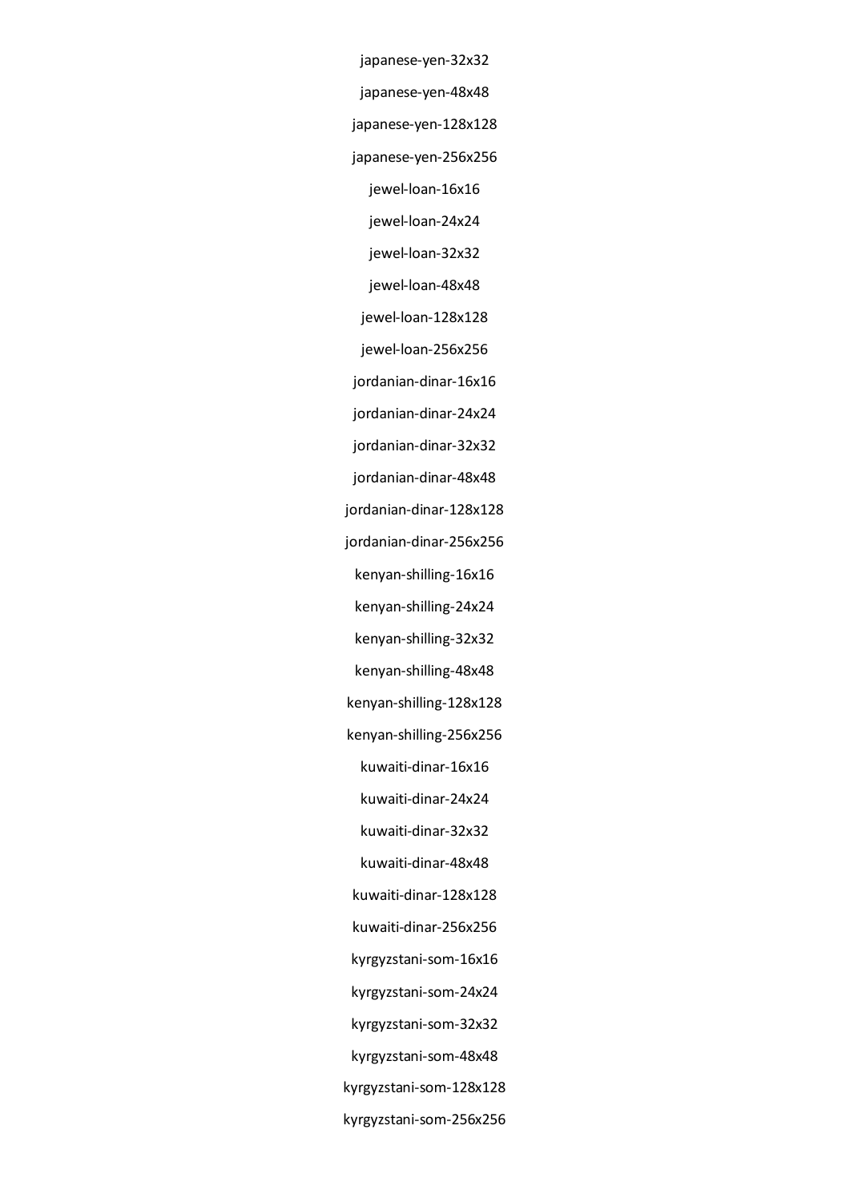japanese-yen-32x32

japanese-yen-48x48

japanese-yen-128x128

japanese-yen-256x256

jewel-loan-16x16

jewel-loan-24x24

jewel-loan-32x32

jewel-loan-48x48

jewel-loan-128x128

jewel-loan-256x256

jordanian-dinar-16x16

jordanian-dinar-24x24

jordanian-dinar-32x32

jordanian-dinar-48x48

jordanian-dinar-128x128

jordanian-dinar-256x256

kenyan-shilling-16x16

kenyan-shilling-24x24

kenyan-shilling-32x32

kenyan-shilling-48x48

kenyan-shilling-128x128

kenyan-shilling-256x256

kuwaiti-dinar-16x16

kuwaiti-dinar-24x24

kuwaiti-dinar-32x32

kuwaiti-dinar-48x48

kuwaiti-dinar-128x128

kuwaiti-dinar-256x256

kyrgyzstani-som-16x16

kyrgyzstani-som-24x24

kyrgyzstani-som-32x32

kyrgyzstani-som-48x48

kyrgyzstani-som-128x128

kyrgyzstani-som-256x256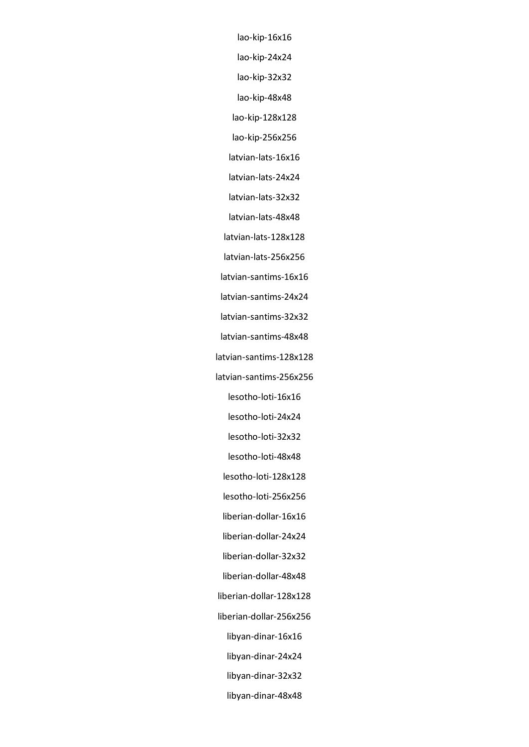lao-kip-16x16

lao-kip-24x24

lao-kip-32x32

lao-kip-48x48

lao-kip-128x128

lao-kip-256x256

latvian-lats-16x16

latvian-lats-24x24

latvian-lats-32x32

latvian-lats-48x48

latvian-lats-128x128

latvian-lats-256x256

latvian-santims-16x16

latvian-santims-24x24

latvian-santims-32x32

latvian-santims-48x48

latvian-santims-128x128

latvian-santims-256x256

lesotho-loti-16x16

lesotho-loti-24x24

lesotho-loti-32x32

lesotho-loti-48x48

lesotho-loti-128x128

lesotho-loti-256x256

liberian-dollar-16x16

liberian-dollar-24x24

liberian-dollar-32x32

liberian-dollar-48x48

liberian-dollar-128x128

liberian-dollar-256x256

libyan-dinar-16x16

libyan-dinar-24x24

libyan-dinar-32x32

libyan-dinar-48x48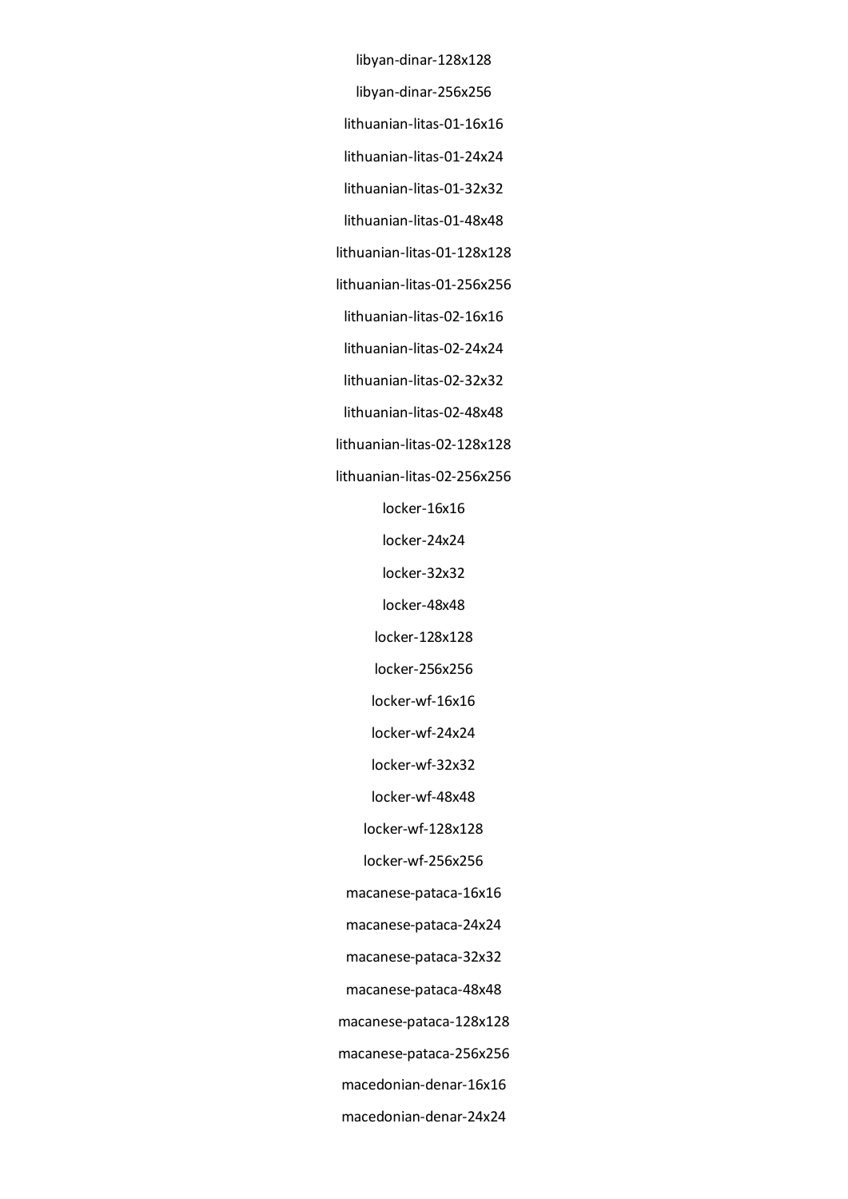libyan-dinar-128x128

libyan-dinar-256x256

lithuanian-litas-01-16x16

lithuanian-litas-01-24x24

lithuanian-litas-01-32x32

lithuanian-litas-01-48x48

lithuanian-litas-01-128x128

lithuanian-litas-01-256x256

lithuanian-litas-02-16x16

lithuanian-litas-02-24x24

lithuanian-litas-02-32x32

lithuanian-litas-02-48x48

lithuanian-litas-02-128x128

lithuanian-litas-02-256x256

locker-16x16

locker-24x24

locker-32x32

locker-48x48

locker-128x128

locker-256x256

locker-wf-16x16

locker-wf-24x24

locker-wf-32x32

locker-wf-48x48

locker-wf-128x128

locker-wf-256x256

macanese-pataca-16x16

macanese-pataca-24x24

macanese-pataca-32x32

macanese-pataca-48x48

macanese-pataca-128x128

macanese-pataca-256x256

macedonian-denar-16x16

macedonian-denar-24x24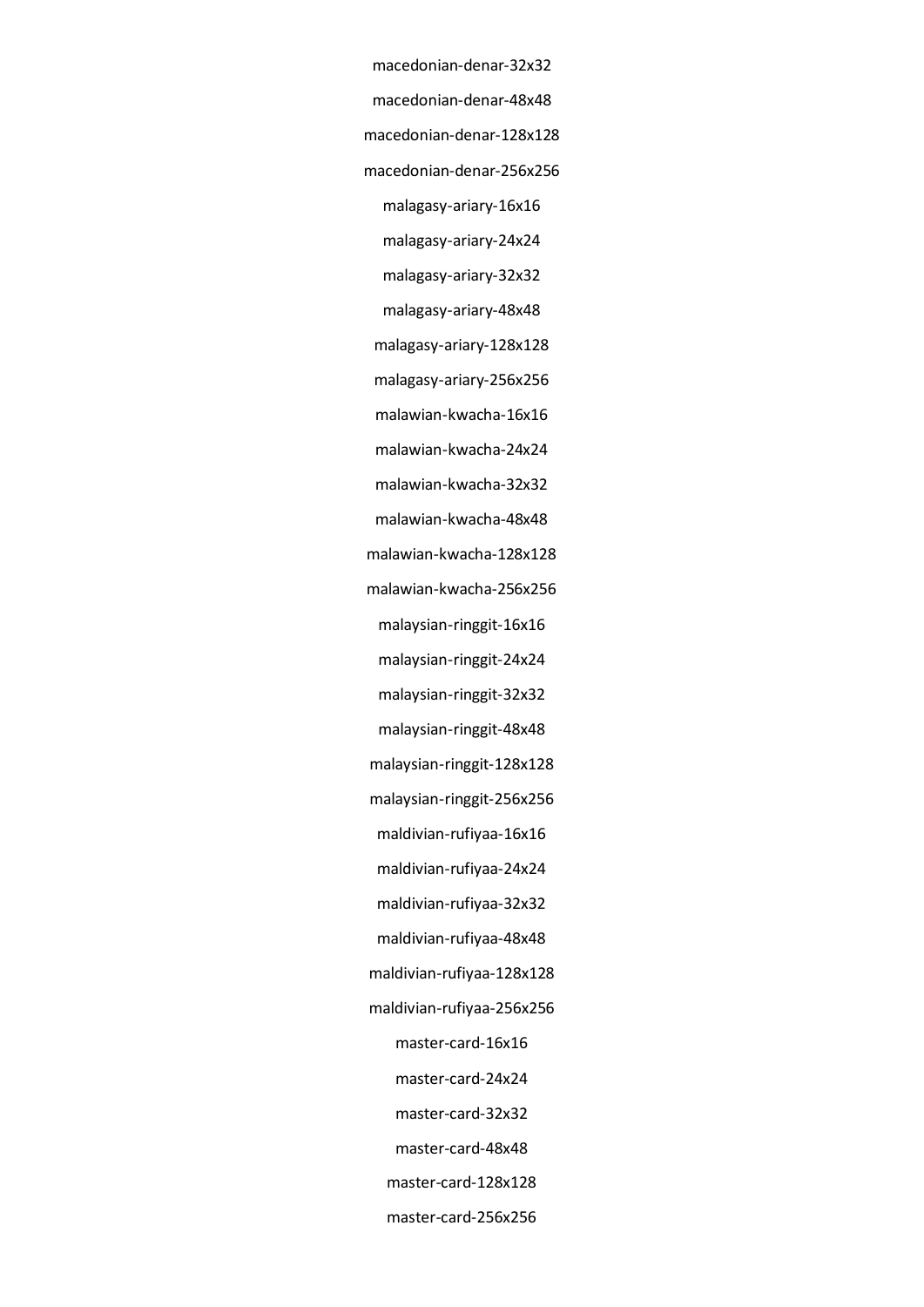macedonian-denar-32x32

macedonian-denar-48x48

macedonian-denar-128x128

macedonian-denar-256x256

malagasy-ariary-16x16

malagasy-ariary-24x24

malagasy-ariary-32x32

malagasy-ariary-48x48

malagasy-ariary-128x128

malagasy-ariary-256x256

malawian-kwacha-16x16

malawian-kwacha-24x24

malawian-kwacha-32x32

malawian-kwacha-48x48

malawian-kwacha-128x128

malawian-kwacha-256x256

malaysian-ringgit-16x16

malaysian-ringgit-24x24

malaysian-ringgit-32x32

malaysian-ringgit-48x48

malaysian-ringgit-128x128

malaysian-ringgit-256x256

maldivian-rufiyaa-16x16

maldivian-rufiyaa-24x24

maldivian-rufiyaa-32x32

maldivian-rufiyaa-48x48

maldivian-rufiyaa-128x128

maldivian-rufiyaa-256x256

master-card-16x16

master-card-24x24

master-card-32x32

master-card-48x48

master-card-128x128

master-card-256x256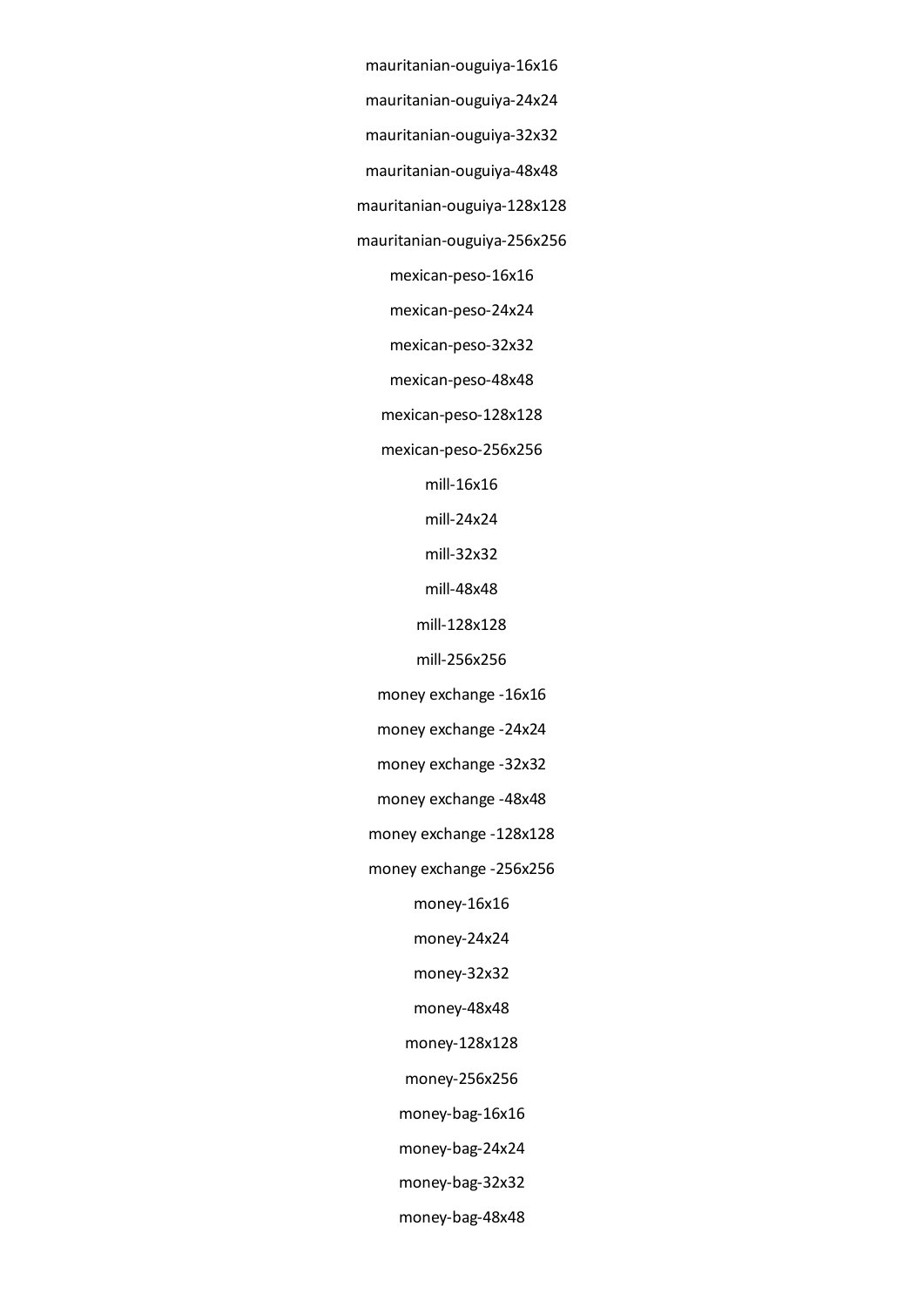mauritanian-ouguiya-16x16

mauritanian-ouguiya-24x24

mauritanian-ouguiya-32x32

mauritanian-ouguiya-48x48

mauritanian-ouguiya-128x128

mauritanian-ouguiya-256x256

mexican-peso-16x16

mexican-peso-24x24

mexican-peso-32x32

mexican-peso-48x48

mexican-peso-128x128

mexican-peso-256x256

mill-16x16

mill-24x24

mill-32x32

mill-48x48

mill-128x128

mill-256x256

money exchange -16x16

money exchange -24x24

money exchange -32x32

money exchange -48x48

money exchange -128x128

money exchange -256x256

money-16x16

money-24x24

money-32x32

money-48x48

money-128x128

money-256x256

money-bag-16x16

money-bag-24x24

money-bag-32x32

money-bag-48x48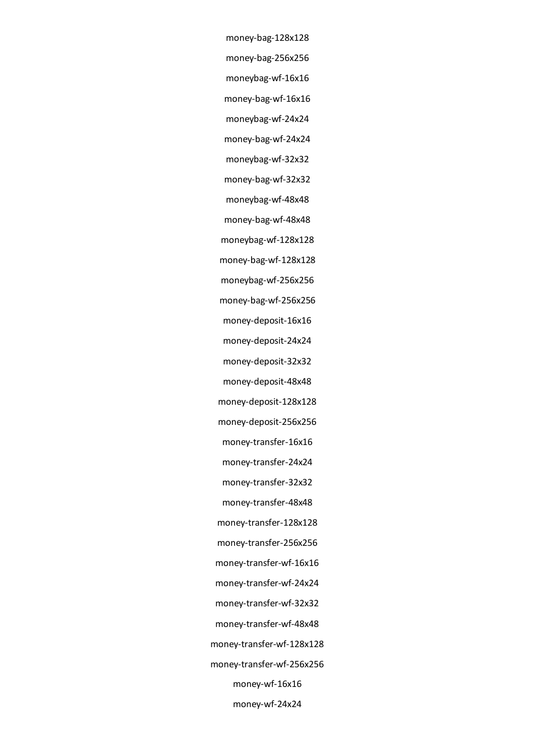money-bag-128x128

money-bag-256x256

moneybag-wf-16x16

money-bag-wf-16x16

moneybag-wf-24x24

money-bag-wf-24x24

moneybag-wf-32x32

money-bag-wf-32x32

moneybag-wf-48x48

money-bag-wf-48x48

moneybag-wf-128x128

money-bag-wf-128x128

moneybag-wf-256x256

money-bag-wf-256x256

money-deposit-16x16

money-deposit-24x24

money-deposit-32x32

money-deposit-48x48

money-deposit-128x128

money-deposit-256x256

money-transfer-16x16

money-transfer-24x24

money-transfer-32x32

money-transfer-48x48

money-transfer-128x128

money-transfer-256x256

money-transfer-wf-16x16

money-transfer-wf-24x24

money-transfer-wf-32x32

money-transfer-wf-48x48

money-transfer-wf-128x128

money-transfer-wf-256x256

money-wf-16x16

money-wf-24x24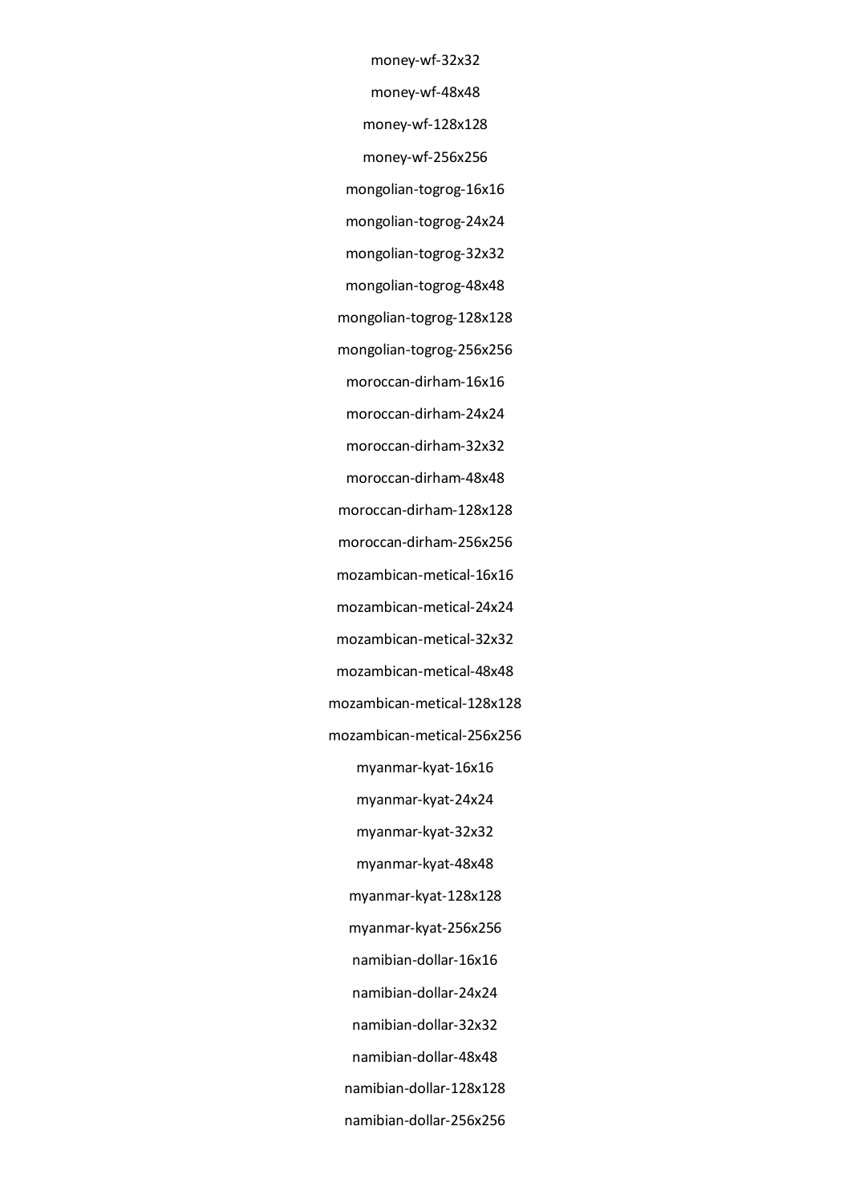money-wf-32x32

money-wf-48x48

money-wf-128x128

money-wf-256x256

mongolian-togrog-16x16

mongolian-togrog-24x24

mongolian-togrog-32x32

mongolian-togrog-48x48

mongolian-togrog-128x128

mongolian-togrog-256x256

moroccan-dirham-16x16

moroccan-dirham-24x24

moroccan-dirham-32x32

moroccan-dirham-48x48

moroccan-dirham-128x128

moroccan-dirham-256x256

mozambican-metical-16x16

mozambican-metical-24x24

mozambican-metical-32x32

mozambican-metical-48x48

mozambican-metical-128x128

mozambican-metical-256x256

myanmar-kyat-16x16

myanmar-kyat-24x24

myanmar-kyat-32x32

myanmar-kyat-48x48

myanmar-kyat-128x128

myanmar-kyat-256x256

namibian-dollar-16x16

namibian-dollar-24x24

namibian-dollar-32x32

namibian-dollar-48x48

namibian-dollar-128x128

namibian-dollar-256x256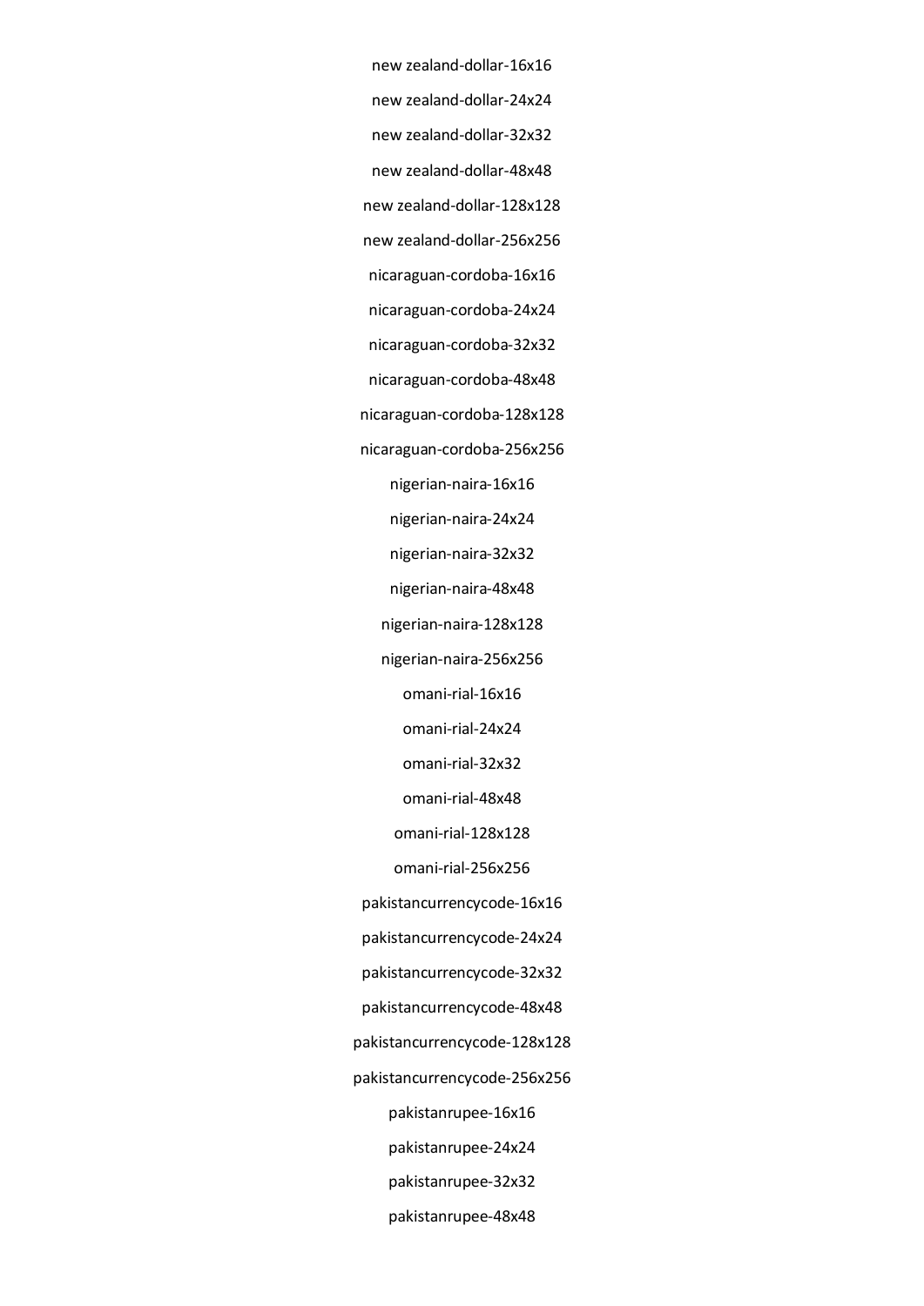new zealand-dollar-16x16

new zealand-dollar-24x24

new zealand-dollar-32x32

new zealand-dollar-48x48

new zealand-dollar-128x128

new zealand-dollar-256x256

nicaraguan-cordoba-16x16

nicaraguan-cordoba-24x24

nicaraguan-cordoba-32x32

nicaraguan-cordoba-48x48

nicaraguan-cordoba-128x128

nicaraguan-cordoba-256x256

nigerian-naira-16x16

nigerian-naira-24x24

nigerian-naira-32x32

nigerian-naira-48x48

nigerian-naira-128x128

nigerian-naira-256x256

omani-rial-16x16

omani-rial-24x24

omani-rial-32x32

omani-rial-48x48

omani-rial-128x128

omani-rial-256x256

pakistancurrencycode-16x16

pakistancurrencycode-24x24

pakistancurrencycode-32x32

pakistancurrencycode-48x48

pakistancurrencycode-128x128

pakistancurrencycode-256x256

pakistanrupee-16x16

pakistanrupee-24x24

pakistanrupee-32x32

pakistanrupee-48x48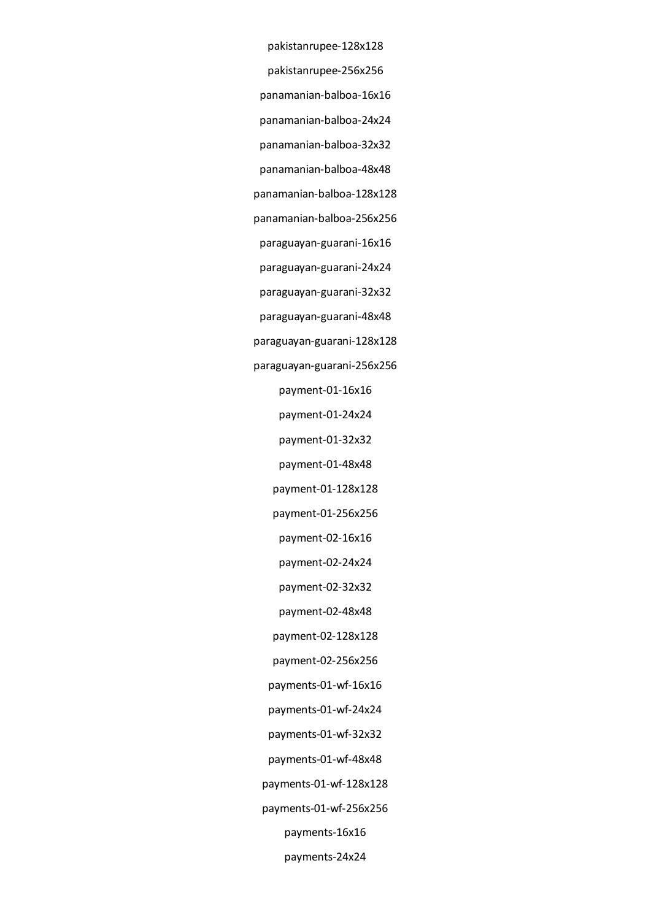pakistanrupee-128x128

pakistanrupee-256x256

panamanian-balboa-16x16

panamanian-balboa-24x24

panamanian-balboa-32x32

panamanian-balboa-48x48

panamanian-balboa-128x128

panamanian-balboa-256x256

paraguayan-guarani-16x16

paraguayan-guarani-24x24

paraguayan-guarani-32x32

paraguayan-guarani-48x48

paraguayan-guarani-128x128

paraguayan-guarani-256x256

payment-01-16x16

payment-01-24x24

payment-01-32x32

payment-01-48x48

payment-01-128x128

payment-01-256x256

payment-02-16x16

payment-02-24x24

payment-02-32x32

payment-02-48x48

payment-02-128x128

payment-02-256x256

payments-01-wf-16x16

payments-01-wf-24x24

payments-01-wf-32x32

payments-01-wf-48x48

payments-01-wf-128x128

payments-01-wf-256x256

payments-16x16

payments-24x24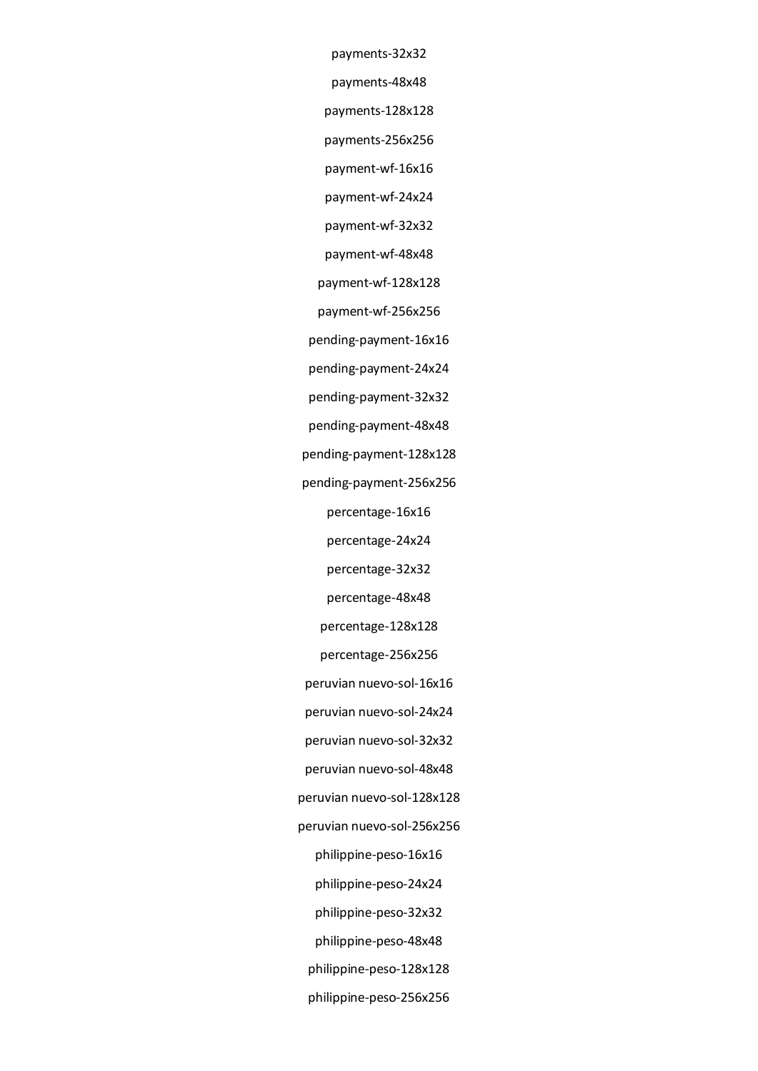payments-32x32

payments-48x48

payments-128x128

payments-256x256

payment-wf-16x16

payment-wf-24x24

payment-wf-32x32

payment-wf-48x48

payment-wf-128x128

payment-wf-256x256

pending-payment-16x16

pending-payment-24x24

pending-payment-32x32

pending-payment-48x48

pending-payment-128x128

pending-payment-256x256

percentage-16x16

percentage-24x24

percentage-32x32

percentage-48x48

percentage-128x128

percentage-256x256

peruvian nuevo-sol-16x16

peruvian nuevo-sol-24x24

peruvian nuevo-sol-32x32

peruvian nuevo-sol-48x48

peruvian nuevo-sol-128x128

peruvian nuevo-sol-256x256

philippine-peso-16x16

philippine-peso-24x24

philippine-peso-32x32

philippine-peso-48x48

philippine-peso-128x128

philippine-peso-256x256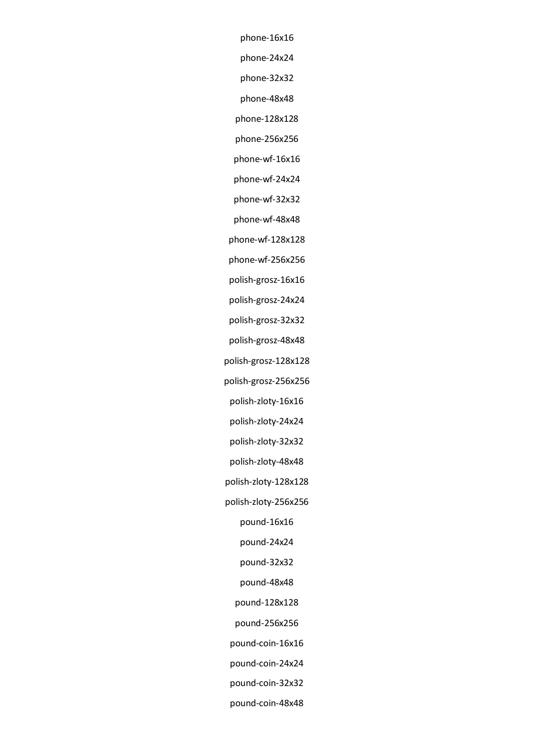phone-16x16

phone-24x24

phone-32x32

phone-48x48

phone-128x128

phone-256x256

phone-wf-16x16

phone-wf-24x24

phone-wf-32x32

phone-wf-48x48

phone-wf-128x128

phone-wf-256x256

polish-grosz-16x16

polish-grosz-24x24

polish-grosz-32x32

polish-grosz-48x48

polish-grosz-128x128

polish-grosz-256x256

polish-zloty-16x16

polish-zloty-24x24

polish-zloty-32x32

polish-zloty-48x48

polish-zloty-128x128

polish-zloty-256x256

pound-16x16

pound-24x24

pound-32x32

pound-48x48

pound-128x128

pound-256x256

pound-coin-16x16

pound-coin-24x24

pound-coin-32x32

pound-coin-48x48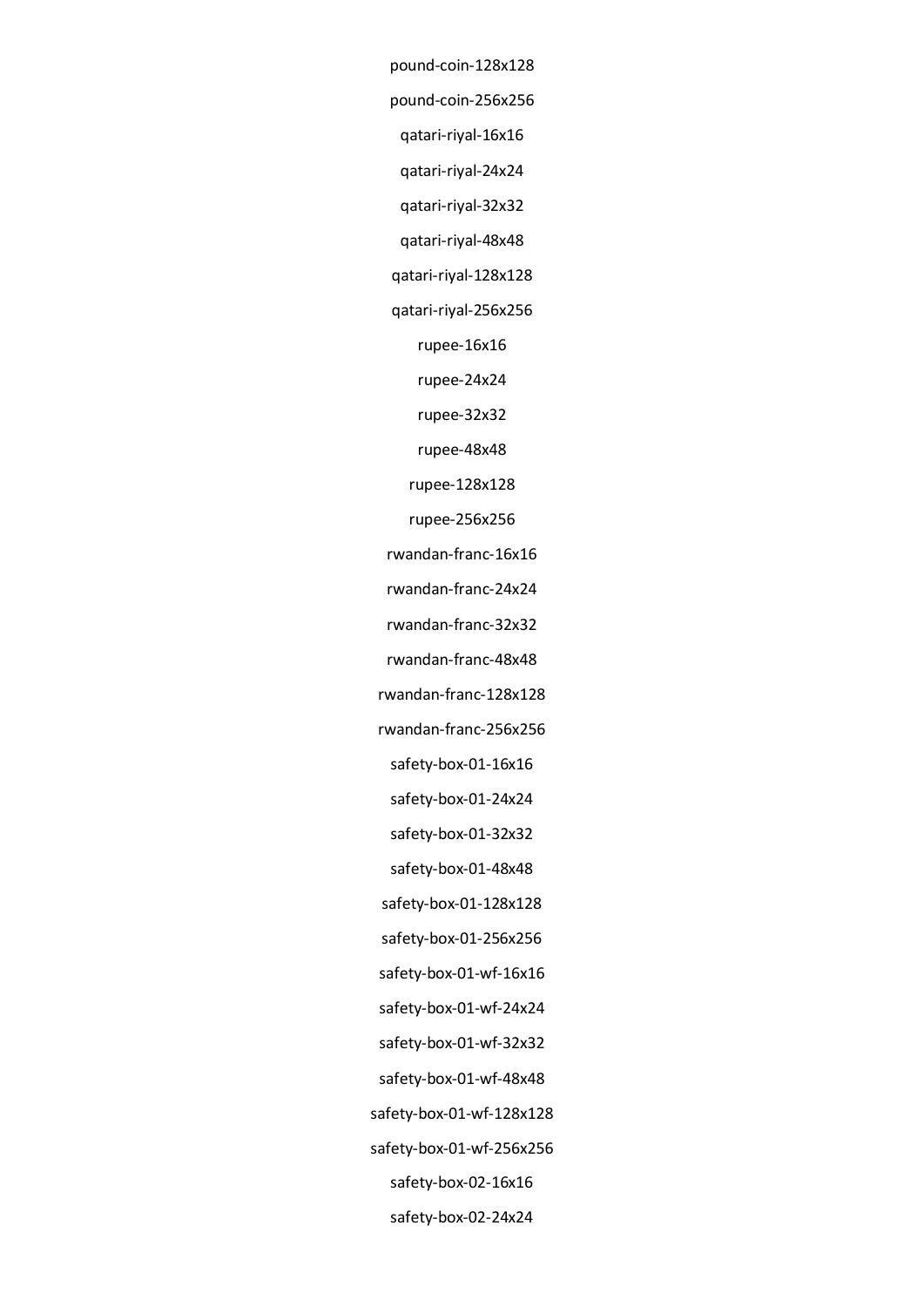pound-coin-128x128

pound-coin-256x256

qatari-riyal-16x16

qatari-riyal-24x24

qatari-riyal-32x32

qatari-riyal-48x48

qatari-riyal-128x128

qatari-riyal-256x256

rupee-16x16

rupee-24x24

rupee-32x32

rupee-48x48

rupee-128x128

rupee-256x256

rwandan-franc-16x16

rwandan-franc-24x24

rwandan-franc-32x32

rwandan-franc-48x48

rwandan-franc-128x128

rwandan-franc-256x256

safety-box-01-16x16

safety-box-01-24x24

safety-box-01-32x32

safety-box-01-48x48

safety-box-01-128x128

safety-box-01-256x256

safety-box-01-wf-16x16

safety-box-01-wf-24x24

safety-box-01-wf-32x32

safety-box-01-wf-48x48

safety-box-01-wf-128x128

safety-box-01-wf-256x256

safety-box-02-16x16

safety-box-02-24x24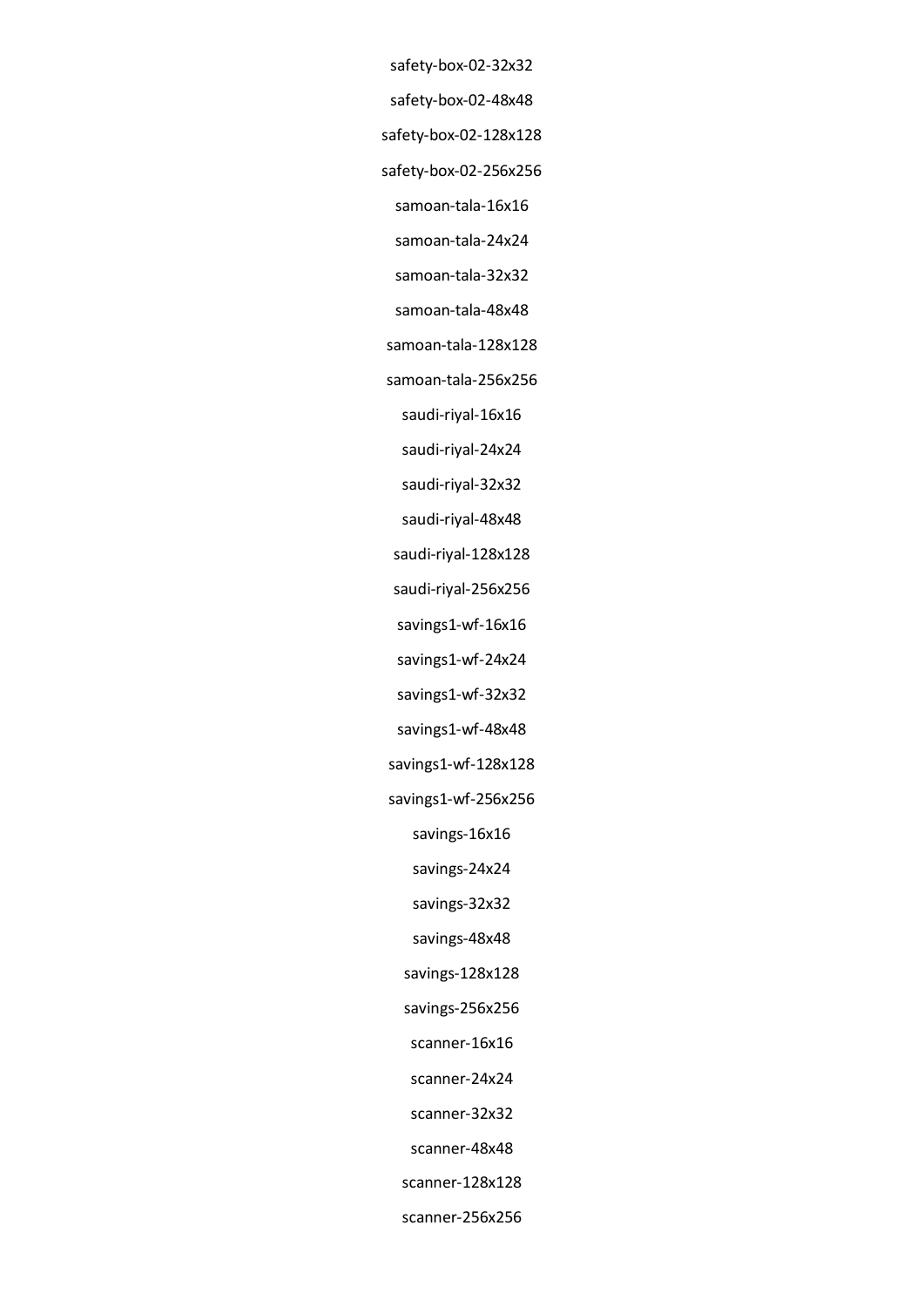safety-box-02-32x32

safety-box-02-48x48

safety-box-02-128x128

safety-box-02-256x256

samoan-tala-16x16

samoan-tala-24x24

samoan-tala-32x32

samoan-tala-48x48

samoan-tala-128x128

samoan-tala-256x256

saudi-riyal-16x16

saudi-riyal-24x24

saudi-riyal-32x32

saudi-riyal-48x48

saudi-riyal-128x128

saudi-riyal-256x256

savings1-wf-16x16

savings1-wf-24x24

savings1-wf-32x32

savings1-wf-48x48

savings1-wf-128x128

savings1-wf-256x256

savings-16x16

savings-24x24

savings-32x32

savings-48x48

savings-128x128

savings-256x256

scanner-16x16

scanner-24x24

scanner-32x32

scanner-48x48

scanner-128x128

scanner-256x256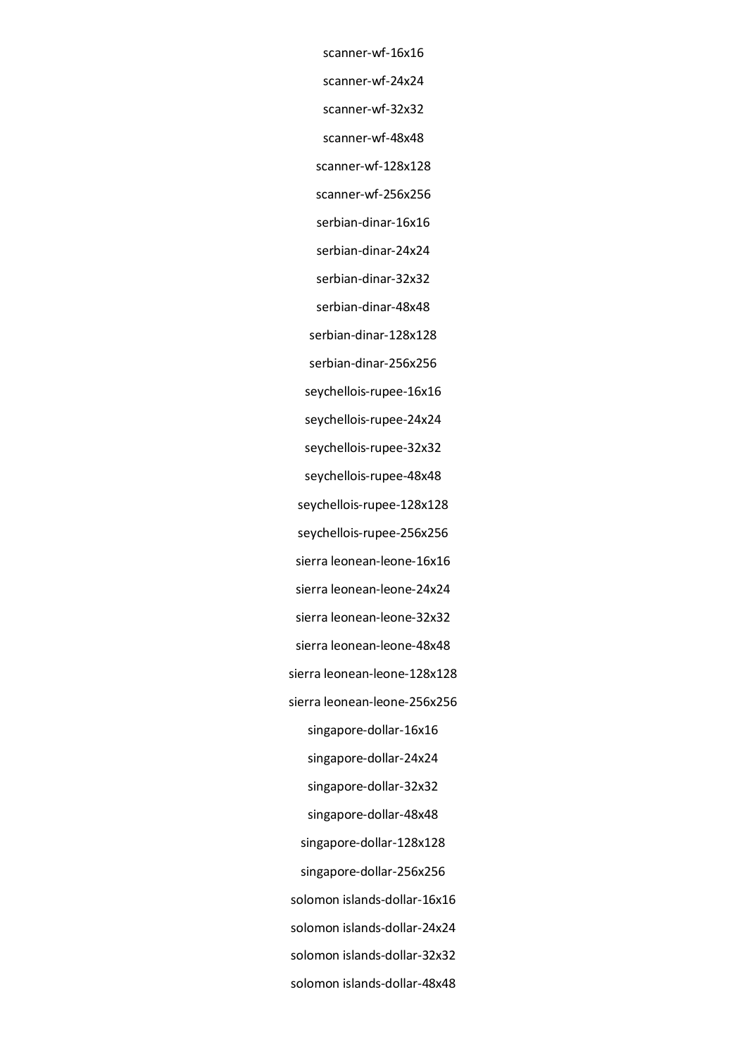scanner-wf-16x16

scanner-wf-24x24

scanner-wf-32x32

scanner-wf-48x48

scanner-wf-128x128

scanner-wf-256x256

serbian-dinar-16x16

serbian-dinar-24x24

serbian-dinar-32x32

serbian-dinar-48x48

serbian-dinar-128x128

serbian-dinar-256x256

seychellois-rupee-16x16

seychellois-rupee-24x24

seychellois-rupee-32x32

seychellois-rupee-48x48

seychellois-rupee-128x128

seychellois-rupee-256x256

sierra leonean-leone-16x16

sierra leonean-leone-24x24

sierra leonean-leone-32x32

sierra leonean-leone-48x48

sierra leonean-leone-128x128

sierra leonean-leone-256x256

singapore-dollar-16x16

singapore-dollar-24x24

singapore-dollar-32x32

singapore-dollar-48x48

singapore-dollar-128x128

singapore-dollar-256x256

solomon islands-dollar-16x16

solomon islands-dollar-24x24

solomon islands-dollar-32x32

solomon islands-dollar-48x48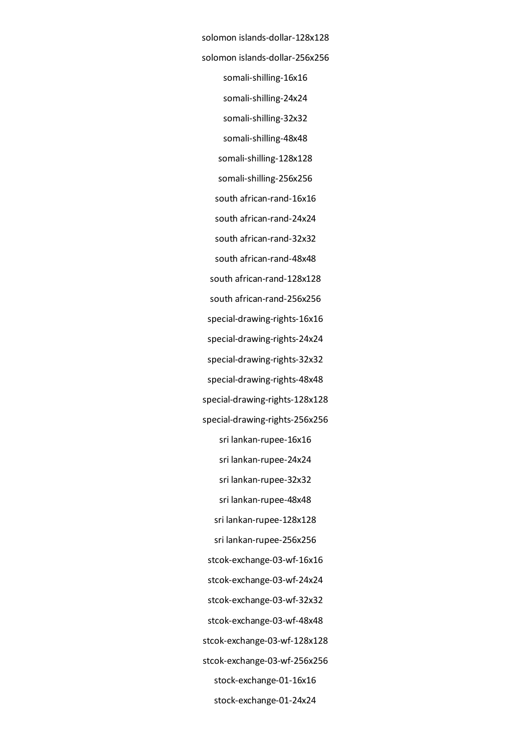solomon islands-dollar-128x128

solomon islands-dollar-256x256

somali-shilling-16x16

somali-shilling-24x24

somali-shilling-32x32

somali-shilling-48x48

somali-shilling-128x128

somali-shilling-256x256

south african-rand-16x16

south african-rand-24x24

south african-rand-32x32

south african-rand-48x48

south african-rand-128x128

south african-rand-256x256

special-drawing-rights-16x16

special-drawing-rights-24x24

special-drawing-rights-32x32

special-drawing-rights-48x48

special-drawing-rights-128x128

special-drawing-rights-256x256

sri lankan-rupee-16x16

sri lankan-rupee-24x24

sri lankan-rupee-32x32

sri lankan-rupee-48x48

sri lankan-rupee-128x128

sri lankan-rupee-256x256

stcok-exchange-03-wf-16x16

stcok-exchange-03-wf-24x24

stcok-exchange-03-wf-32x32

stcok-exchange-03-wf-48x48

stcok-exchange-03-wf-128x128

stcok-exchange-03-wf-256x256

stock-exchange-01-16x16

stock-exchange-01-24x24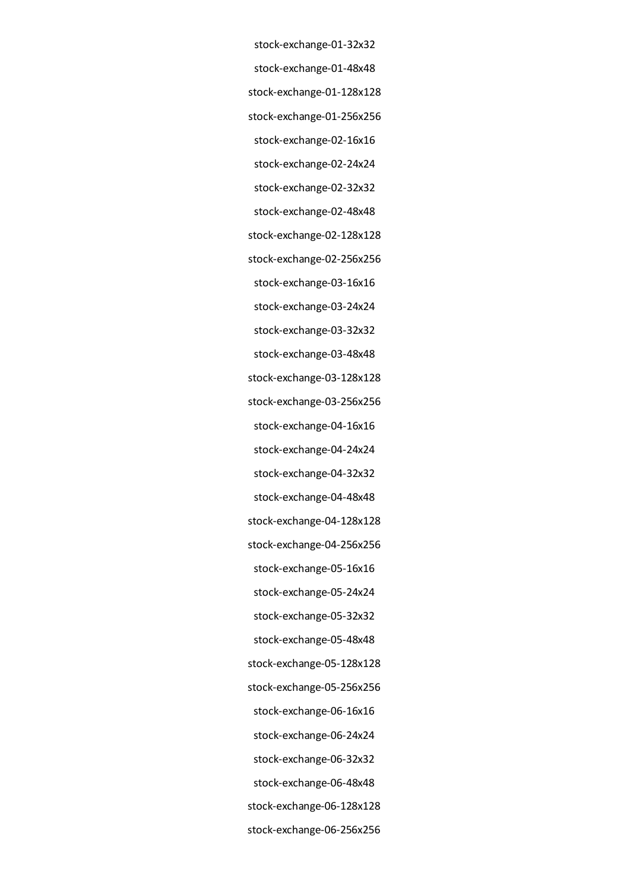stock-exchange-01-32x32

stock-exchange-01-48x48

stock-exchange-01-128x128

stock-exchange-01-256x256

stock-exchange-02-16x16

stock-exchange-02-24x24

stock-exchange-02-32x32

stock-exchange-02-48x48

stock-exchange-02-128x128

stock-exchange-02-256x256

stock-exchange-03-16x16

stock-exchange-03-24x24

stock-exchange-03-32x32

stock-exchange-03-48x48

stock-exchange-03-128x128

stock-exchange-03-256x256

stock-exchange-04-16x16

stock-exchange-04-24x24

stock-exchange-04-32x32

stock-exchange-04-48x48

stock-exchange-04-128x128

stock-exchange-04-256x256

stock-exchange-05-16x16

stock-exchange-05-24x24

stock-exchange-05-32x32

stock-exchange-05-48x48

stock-exchange-05-128x128

stock-exchange-05-256x256

stock-exchange-06-16x16

stock-exchange-06-24x24

stock-exchange-06-32x32

stock-exchange-06-48x48

stock-exchange-06-128x128

stock-exchange-06-256x256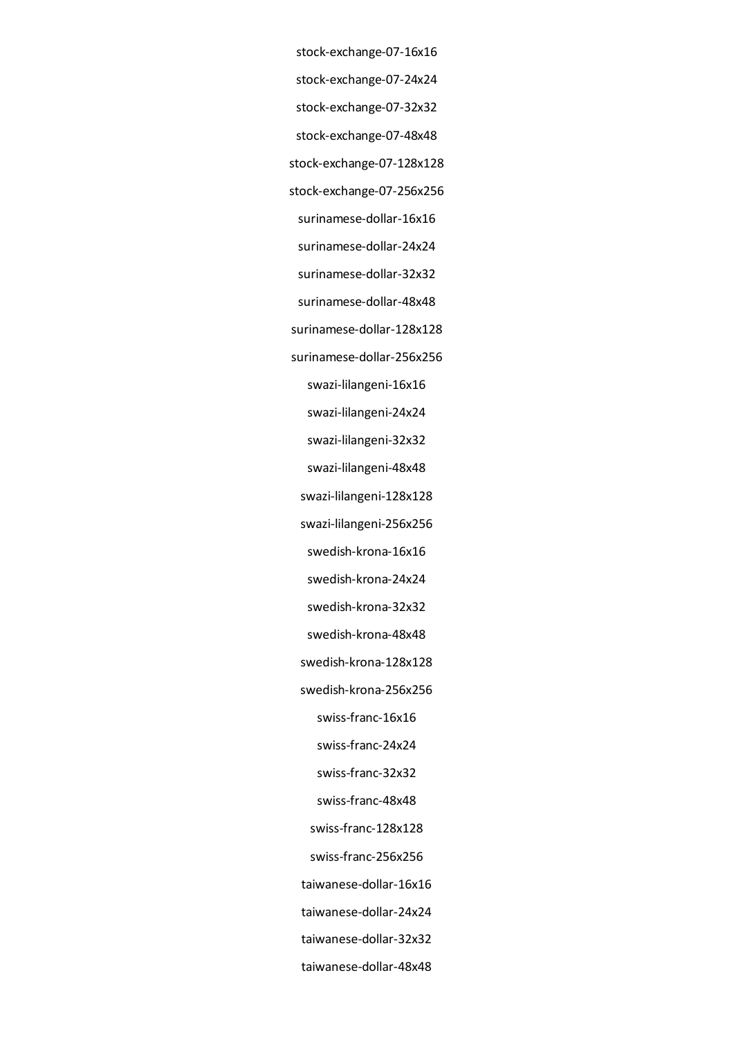stock-exchange-07-16x16

stock-exchange-07-24x24

stock-exchange-07-32x32

stock-exchange-07-48x48

stock-exchange-07-128x128

stock-exchange-07-256x256

surinamese-dollar-16x16

surinamese-dollar-24x24

surinamese-dollar-32x32

surinamese-dollar-48x48

surinamese-dollar-128x128

surinamese-dollar-256x256

swazi-lilangeni-16x16

swazi-lilangeni-24x24

swazi-lilangeni-32x32

swazi-lilangeni-48x48

swazi-lilangeni-128x128

swazi-lilangeni-256x256

swedish-krona-16x16

swedish-krona-24x24

swedish-krona-32x32

swedish-krona-48x48

swedish-krona-128x128

swedish-krona-256x256

swiss-franc-16x16

swiss-franc-24x24

swiss-franc-32x32

swiss-franc-48x48

swiss-franc-128x128

swiss-franc-256x256

taiwanese-dollar-16x16

taiwanese-dollar-24x24

taiwanese-dollar-32x32

taiwanese-dollar-48x48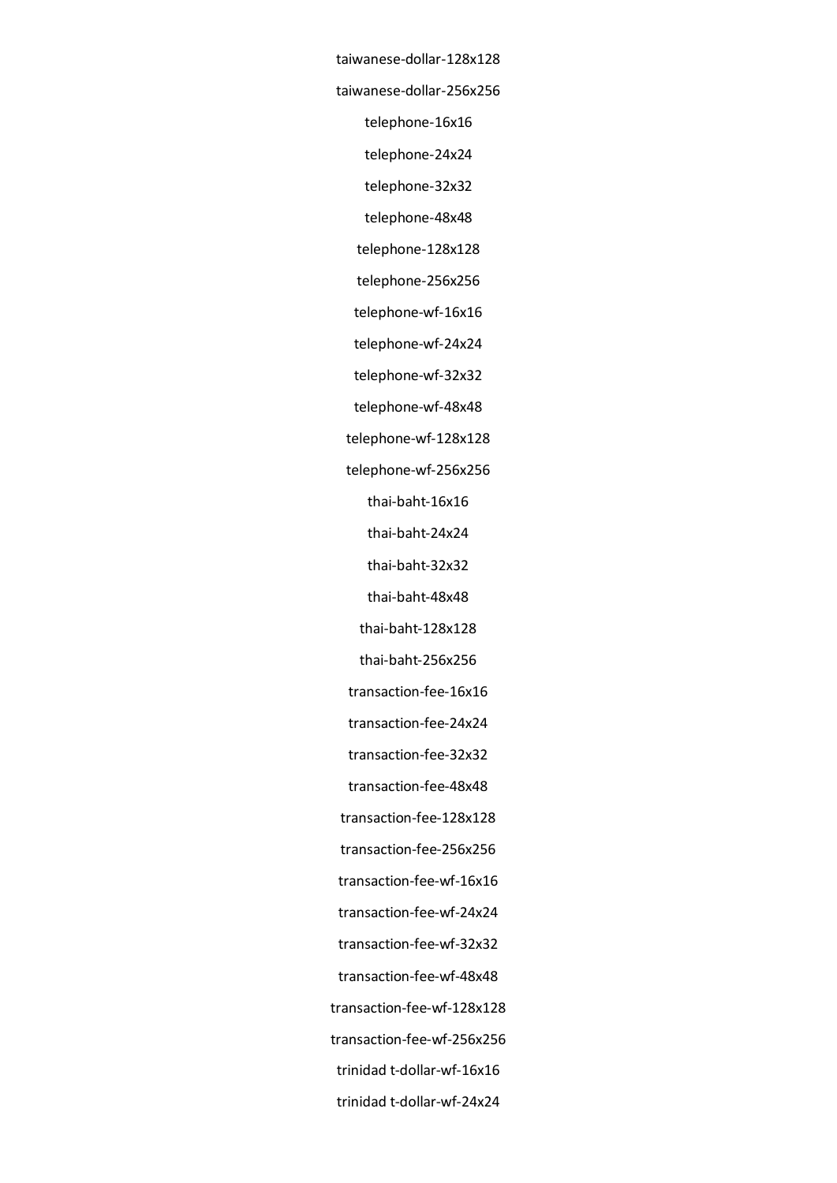taiwanese-dollar-128x128

taiwanese-dollar-256x256

telephone-16x16

telephone-24x24

telephone-32x32

telephone-48x48

telephone-128x128

telephone-256x256

telephone-wf-16x16

telephone-wf-24x24

telephone-wf-32x32

telephone-wf-48x48

telephone-wf-128x128

telephone-wf-256x256

thai-baht-16x16

thai-baht-24x24

thai-baht-32x32

thai-baht-48x48

thai-baht-128x128

thai-baht-256x256

transaction-fee-16x16

transaction-fee-24x24

transaction-fee-32x32

transaction-fee-48x48

transaction-fee-128x128

transaction-fee-256x256

transaction-fee-wf-16x16

transaction-fee-wf-24x24

transaction-fee-wf-32x32

transaction-fee-wf-48x48

transaction-fee-wf-128x128

transaction-fee-wf-256x256

trinidad t-dollar-wf-16x16

trinidad t-dollar-wf-24x24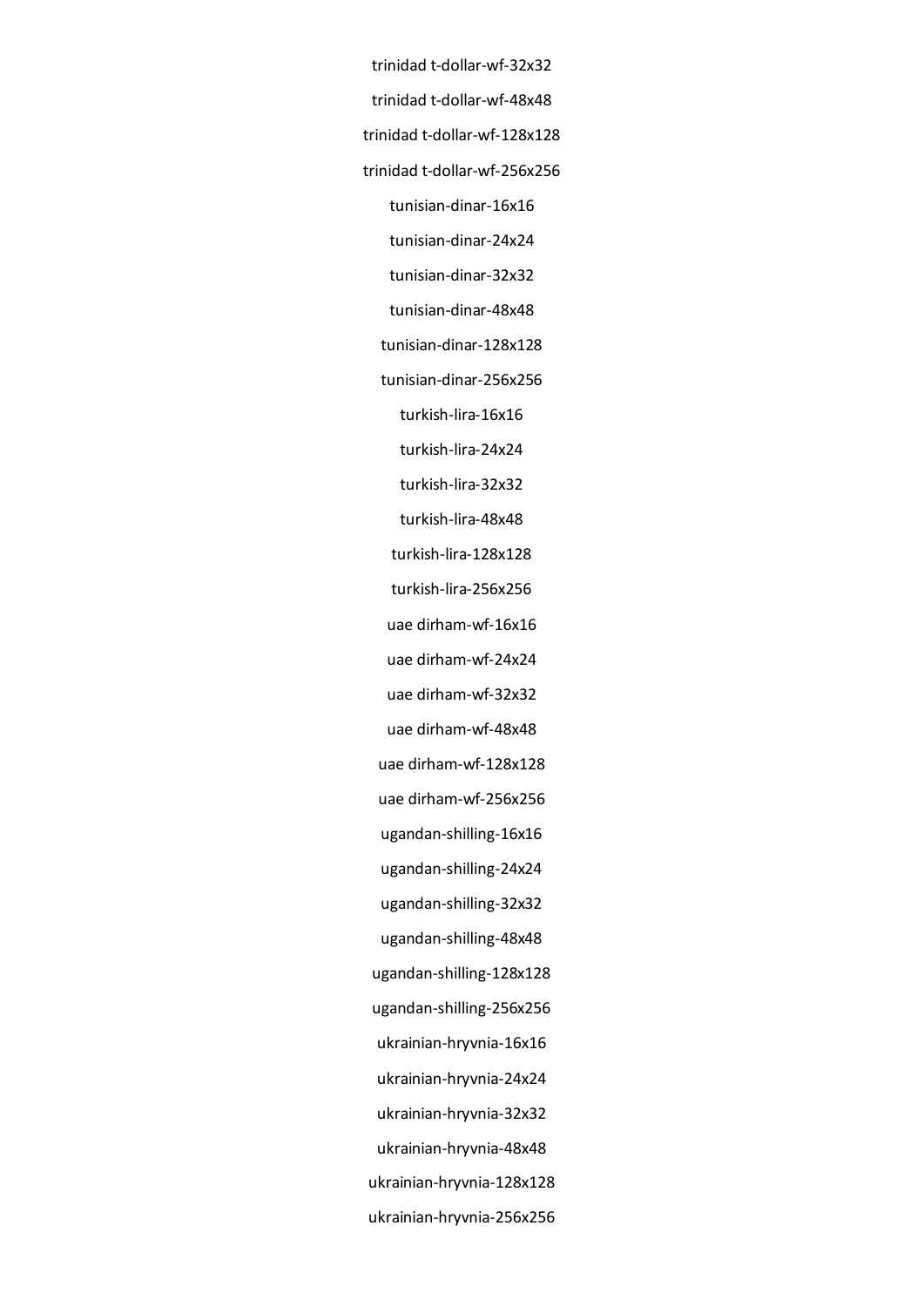trinidad t-dollar-wf-32x32

trinidad t-dollar-wf-48x48

trinidad t-dollar-wf-128x128

trinidad t-dollar-wf-256x256

tunisian-dinar-16x16

tunisian-dinar-24x24

tunisian-dinar-32x32

tunisian-dinar-48x48

tunisian-dinar-128x128

tunisian-dinar-256x256

turkish-lira-16x16

turkish-lira-24x24

turkish-lira-32x32

turkish-lira-48x48

turkish-lira-128x128

turkish-lira-256x256

uae dirham-wf-16x16

uae dirham-wf-24x24

uae dirham-wf-32x32

uae dirham-wf-48x48

uae dirham-wf-128x128

uae dirham-wf-256x256

ugandan-shilling-16x16

ugandan-shilling-24x24

ugandan-shilling-32x32

ugandan-shilling-48x48

ugandan-shilling-128x128

ugandan-shilling-256x256

ukrainian-hryvnia-16x16

ukrainian-hryvnia-24x24

ukrainian-hryvnia-32x32

ukrainian-hryvnia-48x48

ukrainian-hryvnia-128x128

ukrainian-hryvnia-256x256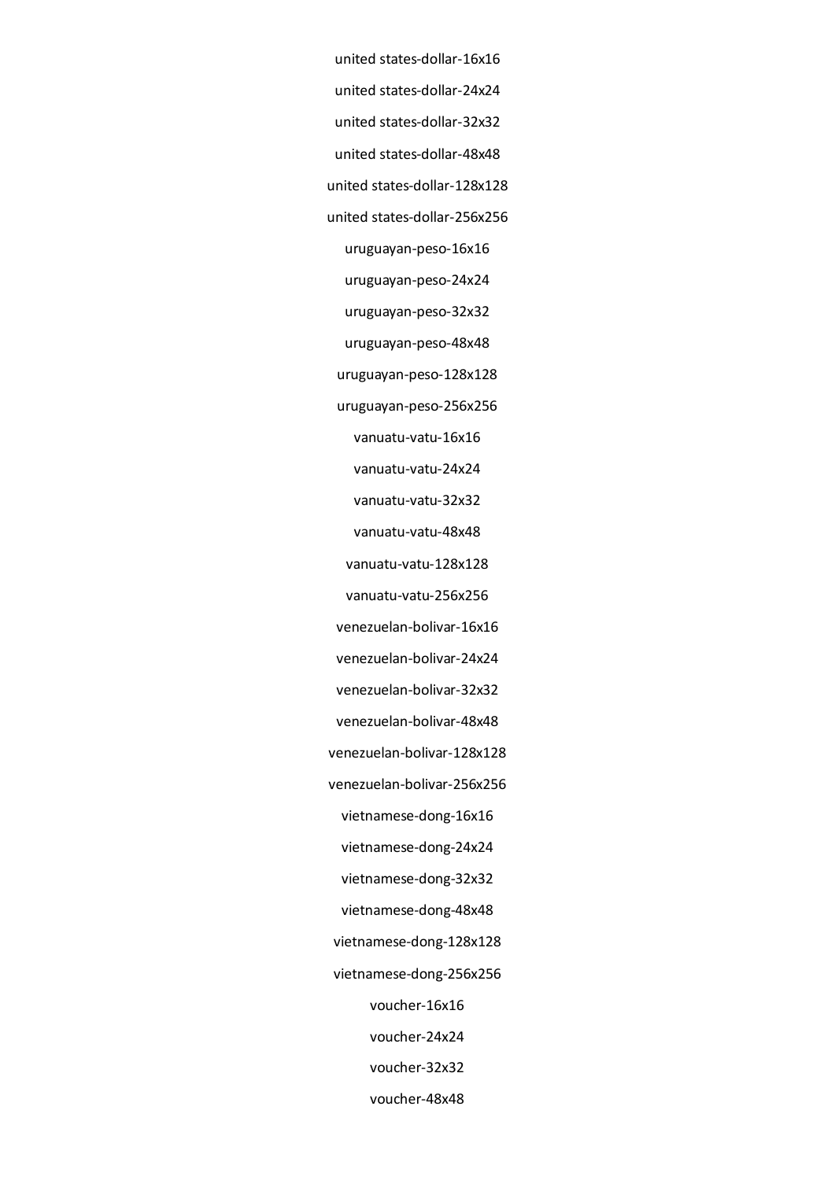united states-dollar-16x16

united states-dollar-24x24

united states-dollar-32x32

united states-dollar-48x48

united states-dollar-128x128

united states-dollar-256x256

uruguayan-peso-16x16

uruguayan-peso-24x24

uruguayan-peso-32x32

uruguayan-peso-48x48

uruguayan-peso-128x128

uruguayan-peso-256x256

vanuatu-vatu-16x16

vanuatu-vatu-24x24

vanuatu-vatu-32x32

vanuatu-vatu-48x48

vanuatu-vatu-128x128

vanuatu-vatu-256x256

venezuelan-bolivar-16x16

venezuelan-bolivar-24x24

venezuelan-bolivar-32x32

venezuelan-bolivar-48x48

venezuelan-bolivar-128x128

venezuelan-bolivar-256x256

vietnamese-dong-16x16

vietnamese-dong-24x24

vietnamese-dong-32x32

vietnamese-dong-48x48

vietnamese-dong-128x128

vietnamese-dong-256x256

voucher-16x16

voucher-24x24

voucher-32x32

voucher-48x48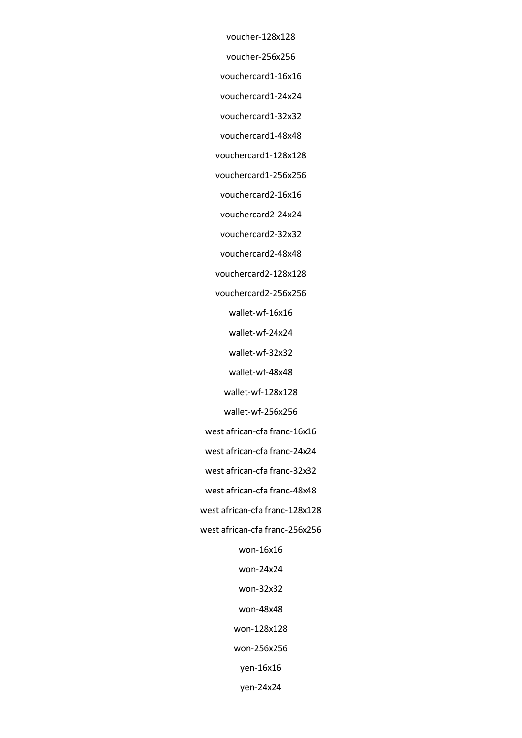voucher-128x128

voucher-256x256

vouchercard1-16x16

vouchercard1-24x24

vouchercard1-32x32

vouchercard1-48x48

vouchercard1-128x128

vouchercard1-256x256

vouchercard2-16x16

vouchercard2-24x24

vouchercard2-32x32

vouchercard2-48x48

vouchercard2-128x128

vouchercard2-256x256

wallet-wf-16x16

wallet-wf-24x24

wallet-wf-32x32

wallet-wf-48x48

wallet-wf-128x128

wallet-wf-256x256

west african-cfa franc-16x16

west african-cfa franc-24x24

west african-cfa franc-32x32

west african-cfa franc-48x48

west african-cfa franc-128x128

west african-cfa franc-256x256

won-16x16

won-24x24

won-32x32

won-48x48

won-128x128

won-256x256

yen-16x16

yen-24x24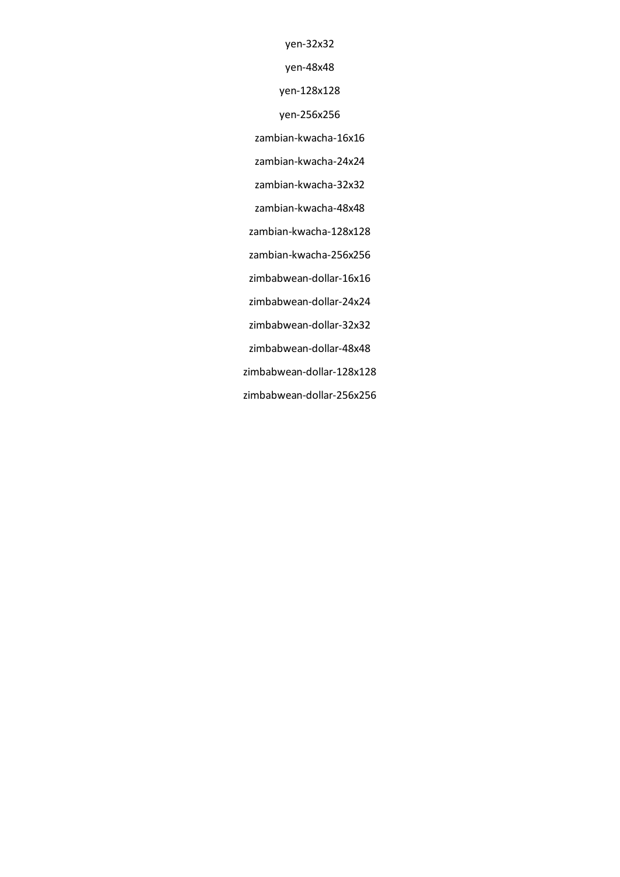yen-32x32

yen-48x48

yen-128x128

yen-256x256

zambian-kwacha-16x16

zambian-kwacha-24x24

zambian-kwacha-32x32

zambian-kwacha-48x48

zambian-kwacha-128x128

zambian-kwacha-256x256

zimbabwean-dollar-16x16

zimbabwean-dollar-24x24

zimbabwean-dollar-32x32

zimbabwean-dollar-48x48

zimbabwean-dollar-128x128

zimbabwean-dollar-256x256